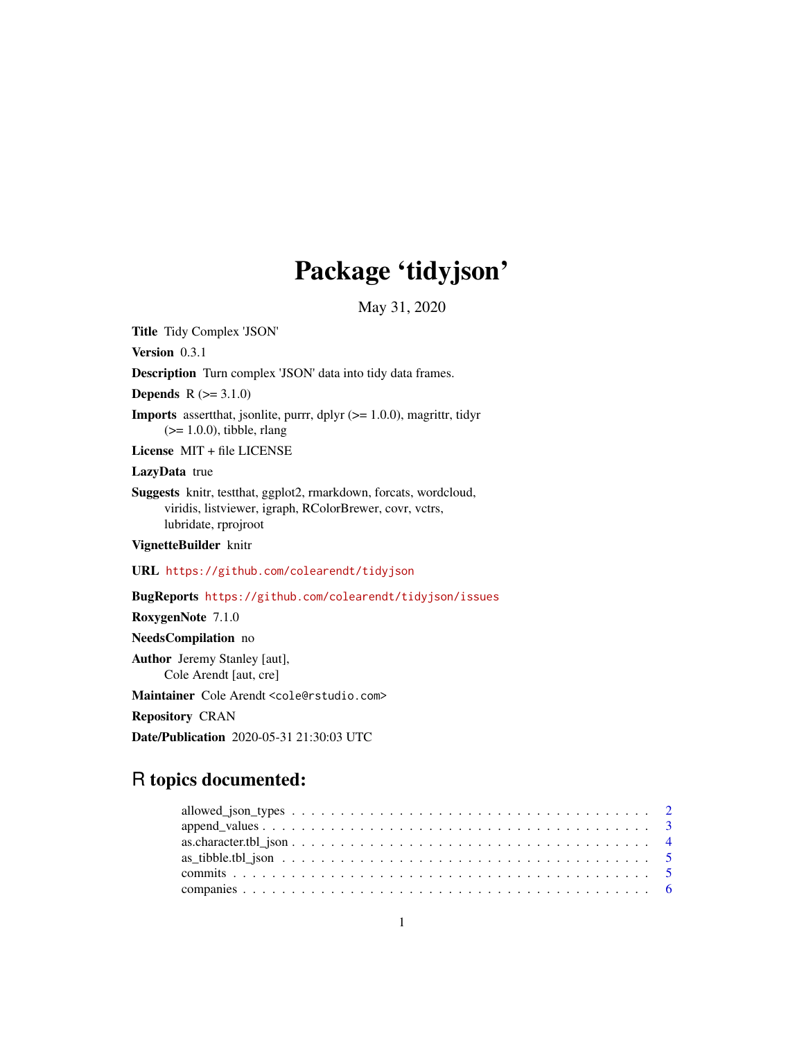# Package 'tidyjson'

May 31, 2020

**Title** Tidy Complex 'JSON'

**Version** 0.3.1

**Description** Turn complex 'JSON' data into tidy data frames.

**Depends** R (>= 3.1.0)

**Imports** assertthat, jsonlite, purrr, dplyr (>= 1.0.0), magrittr, tidyr (>= 1.0.0), tibble, rlang

**License** MIT + file LICENSE

**LazyData** true

**Suggests** knitr, testthat, ggplot2, rmarkdown, forcats, wordcloud, viridis, listviewer, igraph, RColorBrewer, covr, vctrs, lubridate, rprojroot

**VignetteBuilder** knitr

**URL** https://github.com/colearendt/tidyjson

**BugReports** https://github.com/colearendt/tidyjson/issues

**RoxygenNote** 7.1.0

**NeedsCompilation** no

**Author** Jeremy Stanley [aut],
Cole Arendt [aut, cre]

**Maintainer** Cole Arendt <cole@rstudio.com>

**Repository** CRAN

**Date/Publication** 2020-05-31 21:30:03 UTC

## R topics documented:

allowed_json_types . . . . . . . . . . . . . . . . . . . . . . . . . . . . . . . . . . . . 2
append_values . . . . . . . . . . . . . . . . . . . . . . . . . . . . . . . . . . . . . . 3
as.character.tbl_json . . . . . . . . . . . . . . . . . . . . . . . . . . . . . . . . . . . 4
as_tibble.tbl_json . . . . . . . . . . . . . . . . . . . . . . . . . . . . . . . . . . . . 5
commits . . . . . . . . . . . . . . . . . . . . . . . . . . . . . . . . . . . . . . . . . 5
companies . . . . . . . . . . . . . . . . . . . . . . . . . . . . . . . . . . . . . . . . 6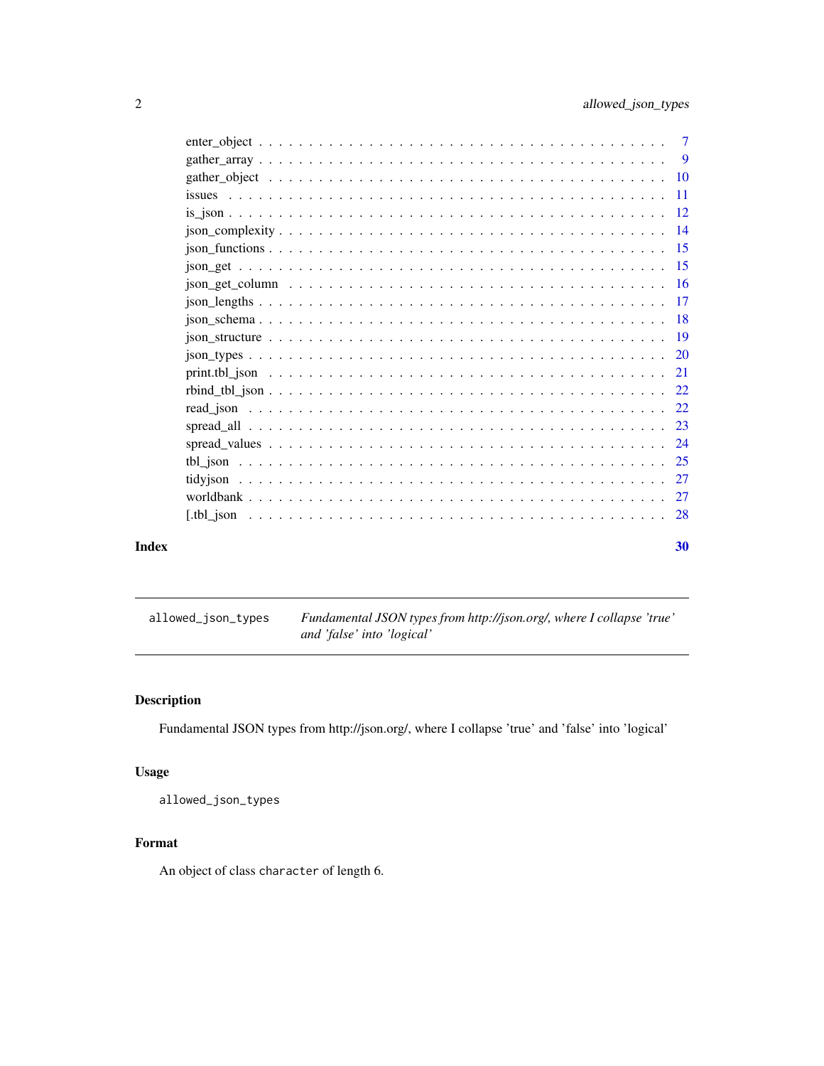enter_object . . . . . . . . . . . . . . . . . . . . . . . . . . . . . . . . . . . . . 7
gather_array . . . . . . . . . . . . . . . . . . . . . . . . . . . . . . . . . . . . . 9
gather_object . . . . . . . . . . . . . . . . . . . . . . . . . . . . . . . . . . . . 10
issues . . . . . . . . . . . . . . . . . . . . . . . . . . . . . . . . . . . . . . . 11
is_json . . . . . . . . . . . . . . . . . . . . . . . . . . . . . . . . . . . . . . 12
json_complexity . . . . . . . . . . . . . . . . . . . . . . . . . . . . . . . . . . 14
json_functions . . . . . . . . . . . . . . . . . . . . . . . . . . . . . . . . . . . 15
json_get . . . . . . . . . . . . . . . . . . . . . . . . . . . . . . . . . . . . . . 15
json_get_column . . . . . . . . . . . . . . . . . . . . . . . . . . . . . . . . . . 16
json_lengths . . . . . . . . . . . . . . . . . . . . . . . . . . . . . . . . . . . . 17
json_schema . . . . . . . . . . . . . . . . . . . . . . . . . . . . . . . . . . . . 18
json_structure . . . . . . . . . . . . . . . . . . . . . . . . . . . . . . . . . . . 19
json_types . . . . . . . . . . . . . . . . . . . . . . . . . . . . . . . . . . . . . 20
print.tbl_json . . . . . . . . . . . . . . . . . . . . . . . . . . . . . . . . . . . 21
rbind_tbl_json . . . . . . . . . . . . . . . . . . . . . . . . . . . . . . . . . . . 22
read_json . . . . . . . . . . . . . . . . . . . . . . . . . . . . . . . . . . . . . 22
spread_all . . . . . . . . . . . . . . . . . . . . . . . . . . . . . . . . . . . . . 23
spread_values . . . . . . . . . . . . . . . . . . . . . . . . . . . . . . . . . . . 24
tbl_json . . . . . . . . . . . . . . . . . . . . . . . . . . . . . . . . . . . . . . 25
tidyjson . . . . . . . . . . . . . . . . . . . . . . . . . . . . . . . . . . . . . . 27
worldbank . . . . . . . . . . . . . . . . . . . . . . . . . . . . . . . . . . . . . 27
[.tbl_json . . . . . . . . . . . . . . . . . . . . . . . . . . . . . . . . . . . . . 28

**Index** **30**

---

`allowed_json_types` *Fundamental JSON types from http://json.org/, where I collapse 'true' and 'false' into 'logical'*

---

## Description

Fundamental JSON types from http://json.org/, where I collapse 'true' and 'false' into 'logical'

## Usage

```
allowed_json_types
```

## Format

An object of class `character` of length 6.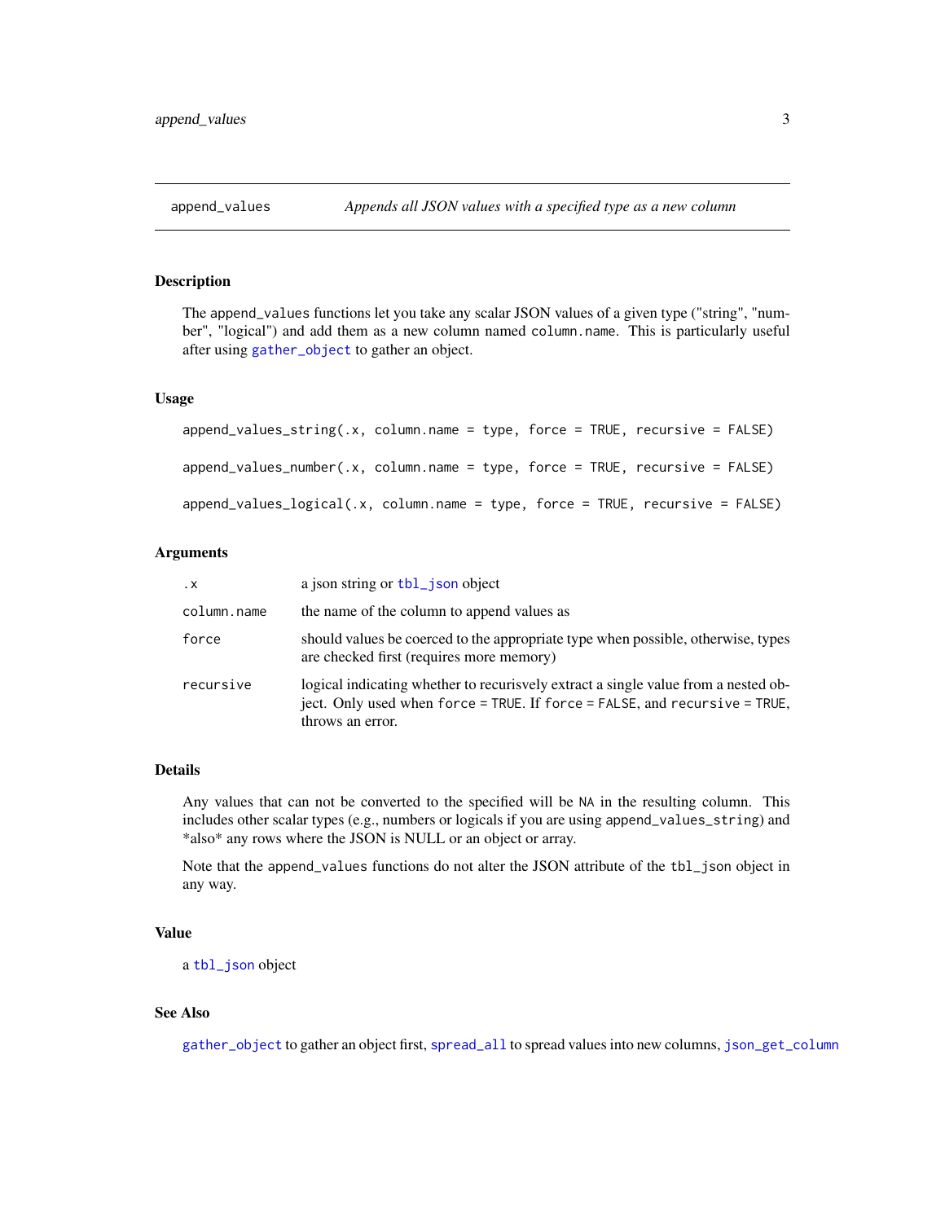## append_values — *Appends all JSON values with a specified type as a new column*

### Description

The `append_values` functions let you take any scalar JSON values of a given type ("string", "number", "logical") and add them as a new column named `column.name`. This is particularly useful after using `gather_object` to gather an object.

### Usage

```
append_values_string(.x, column.name = type, force = TRUE, recursive = FALSE)

append_values_number(.x, column.name = type, force = TRUE, recursive = FALSE)

append_values_logical(.x, column.name = type, force = TRUE, recursive = FALSE)
```

### Arguments

| | |
|---|---|
| `.x` | a json string or `tbl_json` object |
| `column.name` | the name of the column to append values as |
| `force` | should values be coerced to the appropriate type when possible, otherwise, types are checked first (requires more memory) |
| `recursive` | logical indicating whether to recurisvely extract a single value from a nested object. Only used when `force = TRUE`. If `force = FALSE`, and `recursive = TRUE`, throws an error. |

### Details

Any values that can not be converted to the specified will be `NA` in the resulting column. This includes other scalar types (e.g., numbers or logicals if you are using `append_values_string`) and *also* any rows where the JSON is NULL or an object or array.

Note that the `append_values` functions do not alter the JSON attribute of the `tbl_json` object in any way.

### Value

a `tbl_json` object

### See Also

`gather_object` to gather an object first, `spread_all` to spread values into new columns, `json_get_column`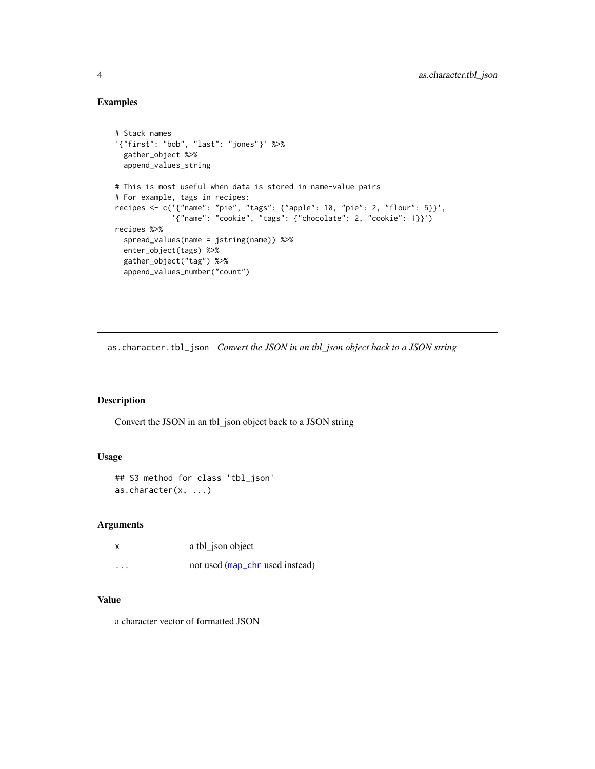## Examples

```
# Stack names
'{"first": "bob", "last": "jones"}' %>%
  gather_object %>%
  append_values_string

# This is most useful when data is stored in name-value pairs
# For example, tags in recipes:
recipes <- c('{"name": "pie", "tags": {"apple": 10, "pie": 2, "flour": 5}}',
             '{"name": "cookie", "tags": {"chocolate": 2, "cookie": 1}}')
recipes %>%
  spread_values(name = jstring(name)) %>%
  enter_object(tags) %>%
  gather_object("tag") %>%
  append_values_number("count")
```

---

`as.character.tbl_json` *Convert the JSON in an tbl_json object back to a JSON string*

---

## Description

Convert the JSON in an tbl_json object back to a JSON string

## Usage

```
## S3 method for class 'tbl_json'
as.character(x, ...)
```

## Arguments

| | |
|---|---|
| x | a tbl_json object |
| ... | not used (map_chr used instead) |

## Value

a character vector of formatted JSON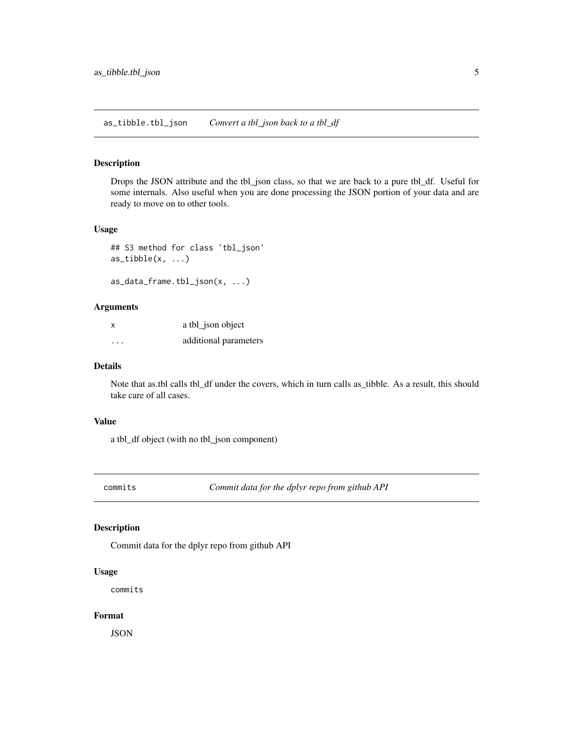## as_tibble.tbl_json — *Convert a tbl_json back to a tbl_df*

### Description

Drops the JSON attribute and the tbl_json class, so that we are back to a pure tbl_df. Useful for some internals. Also useful when you are done processing the JSON portion of your data and are ready to move on to other tools.

### Usage

```
## S3 method for class 'tbl_json'
as_tibble(x, ...)

as_data_frame.tbl_json(x, ...)
```

### Arguments

| | |
|---|---|
| x | a tbl_json object |
| ... | additional parameters |

### Details

Note that as.tbl calls tbl_df under the covers, which in turn calls as_tibble. As a result, this should take care of all cases.

### Value

a tbl_df object (with no tbl_json component)

## commits — *Commit data for the dplyr repo from github API*

### Description

Commit data for the dplyr repo from github API

### Usage

```
commits
```

### Format

JSON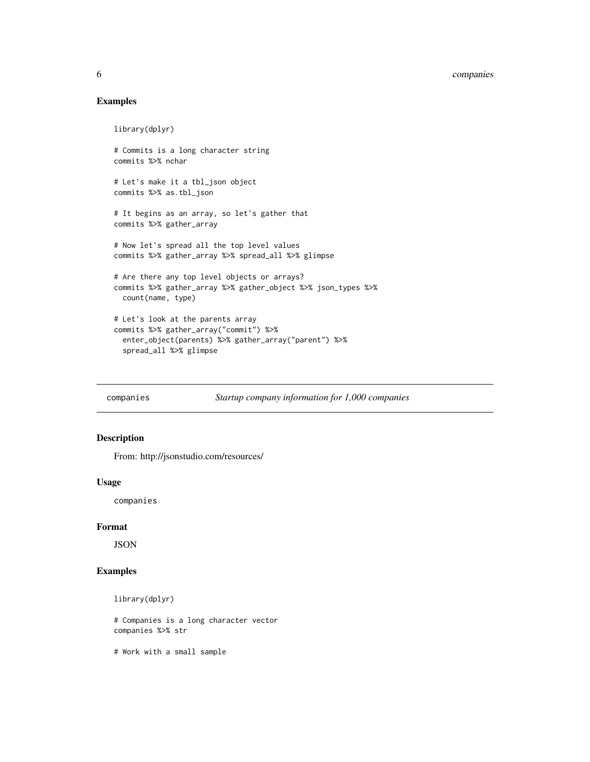### Examples

```
library(dplyr)

# Commits is a long character string
commits %>% nchar

# Let's make it a tbl_json object
commits %>% as.tbl_json

# It begins as an array, so let's gather that
commits %>% gather_array

# Now let's spread all the top level values
commits %>% gather_array %>% spread_all %>% glimpse

# Are there any top level objects or arrays?
commits %>% gather_array %>% gather_object %>% json_types %>%
  count(name, type)

# Let's look at the parents array
commits %>% gather_array("commit") %>%
  enter_object(parents) %>% gather_array("parent") %>%
  spread_all %>% glimpse
```

---

## companies — *Startup company information for 1,000 companies*

---

### Description

From: http://jsonstudio.com/resources/

### Usage

```
companies
```

### Format

JSON

### Examples

```
library(dplyr)

# Companies is a long character vector
companies %>% str

# Work with a small sample
```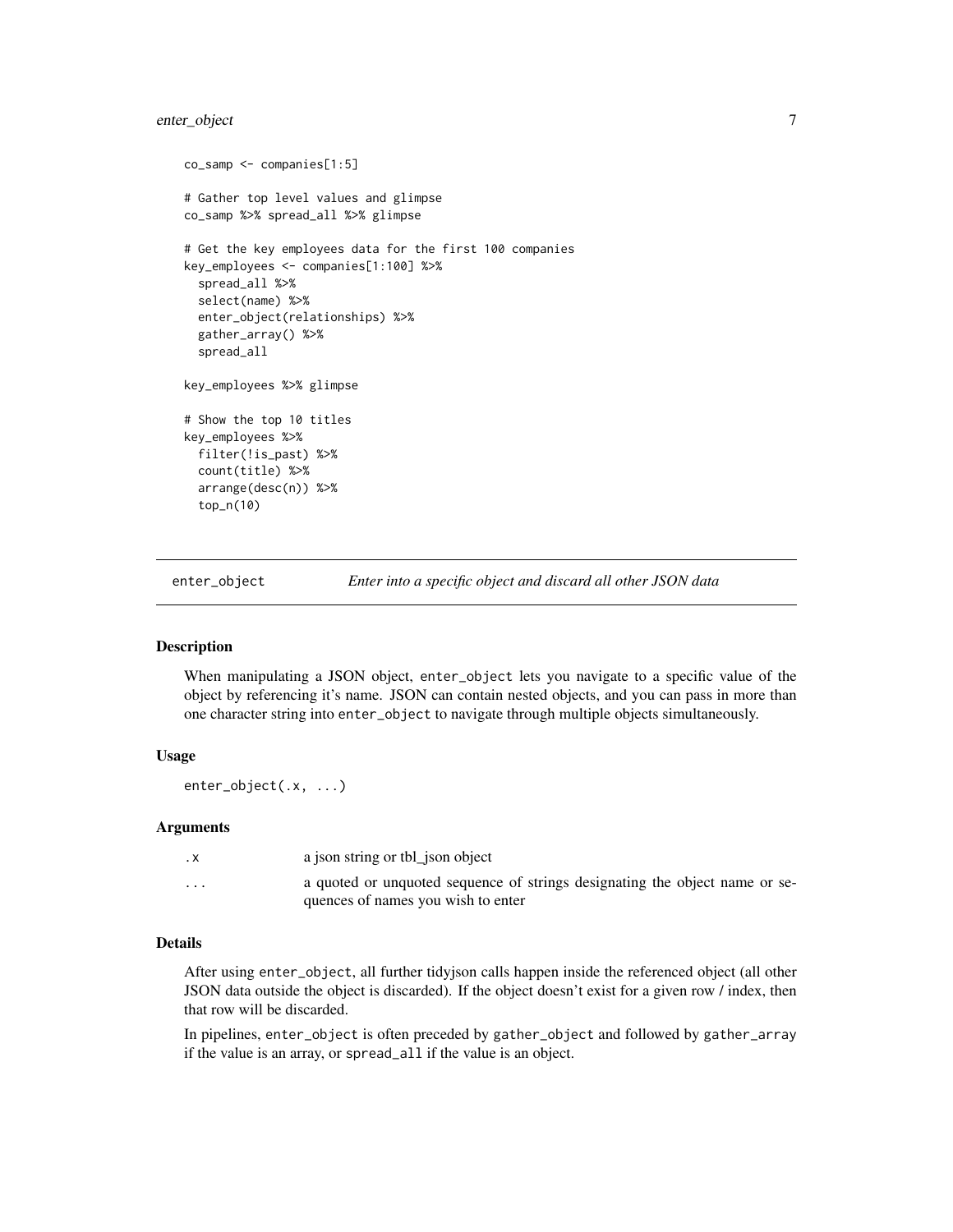```
co_samp <- companies[1:5]

# Gather top level values and glimpse
co_samp %>% spread_all %>% glimpse

# Get the key employees data for the first 100 companies
key_employees <- companies[1:100] %>%
  spread_all %>%
  select(name) %>%
  enter_object(relationships) %>%
  gather_array() %>%
  spread_all

key_employees %>% glimpse

# Show the top 10 titles
key_employees %>%
  filter(!is_past) %>%
  count(title) %>%
  arrange(desc(n)) %>%
  top_n(10)
```

## enter_object — *Enter into a specific object and discard all other JSON data*

### Description

When manipulating a JSON object, `enter_object` lets you navigate to a specific value of the object by referencing it's name. JSON can contain nested objects, and you can pass in more than one character string into `enter_object` to navigate through multiple objects simultaneously.

### Usage

```
enter_object(.x, ...)
```

### Arguments

| | |
|---|---|
| `.x` | a json string or tbl_json object |
| `...` | a quoted or unquoted sequence of strings designating the object name or sequences of names you wish to enter |

### Details

After using `enter_object`, all further tidyjson calls happen inside the referenced object (all other JSON data outside the object is discarded). If the object doesn't exist for a given row / index, then that row will be discarded.

In pipelines, `enter_object` is often preceded by `gather_object` and followed by `gather_array` if the value is an array, or `spread_all` if the value is an object.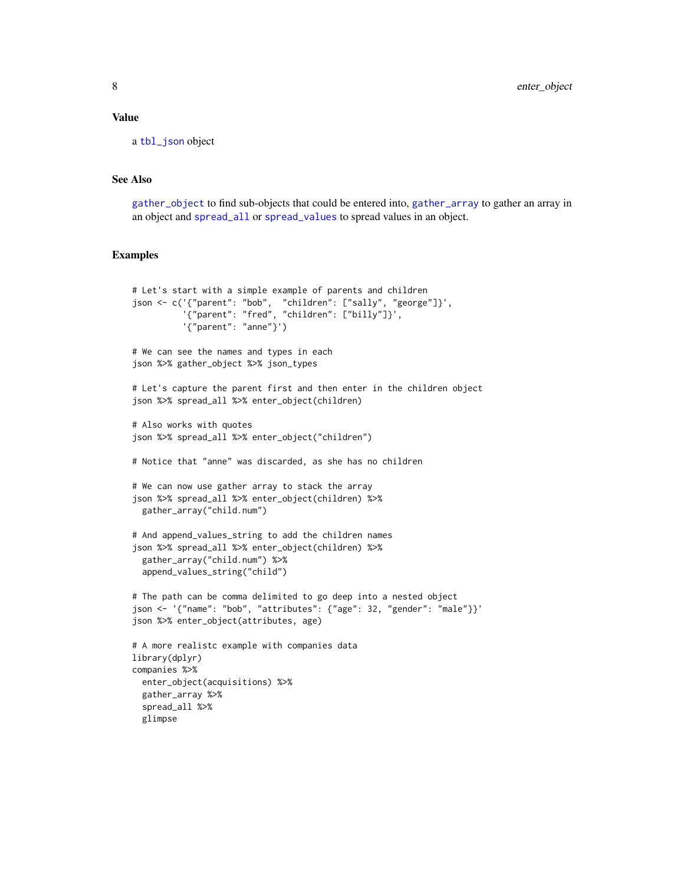## Value

a tbl_json object

## See Also

gather_object to find sub-objects that could be entered into, gather_array to gather an array in an object and spread_all or spread_values to spread values in an object.

## Examples

```
# Let's start with a simple example of parents and children
json <- c('{"parent": "bob",  "children": ["sally", "george"]}',
          '{"parent": "fred", "children": ["billy"]}',
          '{"parent": "anne"}')

# We can see the names and types in each
json %>% gather_object %>% json_types

# Let's capture the parent first and then enter in the children object
json %>% spread_all %>% enter_object(children)

# Also works with quotes
json %>% spread_all %>% enter_object("children")

# Notice that "anne" was discarded, as she has no children

# We can now use gather array to stack the array
json %>% spread_all %>% enter_object(children) %>%
  gather_array("child.num")

# And append_values_string to add the children names
json %>% spread_all %>% enter_object(children) %>%
  gather_array("child.num") %>%
  append_values_string("child")

# The path can be comma delimited to go deep into a nested object
json <- '{"name": "bob", "attributes": {"age": 32, "gender": "male"}}'
json %>% enter_object(attributes, age)

# A more realistc example with companies data
library(dplyr)
companies %>%
  enter_object(acquisitions) %>%
  gather_array %>%
  spread_all %>%
  glimpse
```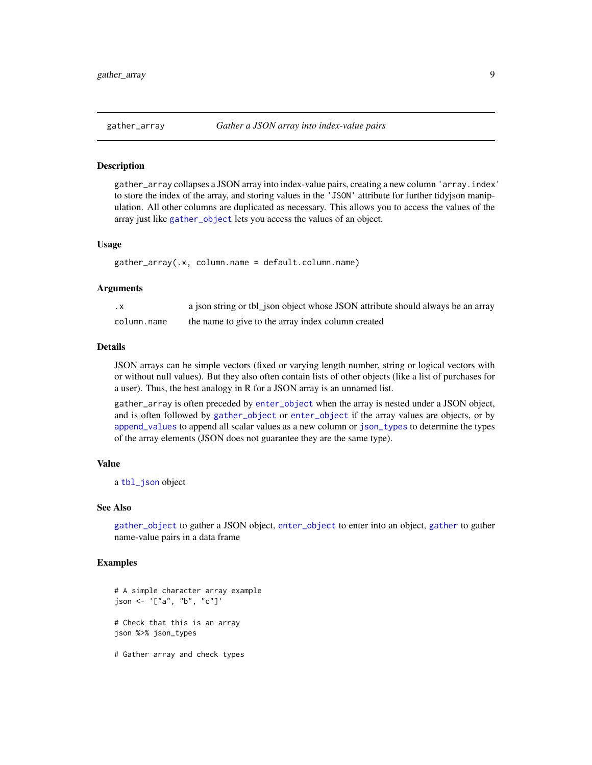## gather_array — *Gather a JSON array into index-value pairs*

### Description

`gather_array` collapses a JSON array into index-value pairs, creating a new column `'array.index'` to store the index of the array, and storing values in the `'JSON'` attribute for further tidyjson manipulation. All other columns are duplicated as necessary. This allows you to access the values of the array just like `gather_object` lets you access the values of an object.

### Usage

```
gather_array(.x, column.name = default.column.name)
```

### Arguments

| | |
|---|---|
| `.x` | a json string or tbl_json object whose JSON attribute should always be an array |
| `column.name` | the name to give to the array index column created |

### Details

JSON arrays can be simple vectors (fixed or varying length number, string or logical vectors with or without null values). But they also often contain lists of other objects (like a list of purchases for a user). Thus, the best analogy in R for a JSON array is an unnamed list.

`gather_array` is often preceded by `enter_object` when the array is nested under a JSON object, and is often followed by `gather_object` or `enter_object` if the array values are objects, or by `append_values` to append all scalar values as a new column or `json_types` to determine the types of the array elements (JSON does not guarantee they are the same type).

### Value

a `tbl_json` object

### See Also

`gather_object` to gather a JSON object, `enter_object` to enter into an object, `gather` to gather name-value pairs in a data frame

### Examples

```
# A simple character array example
json <- '["a", "b", "c"]'

# Check that this is an array
json %>% json_types

# Gather array and check types
```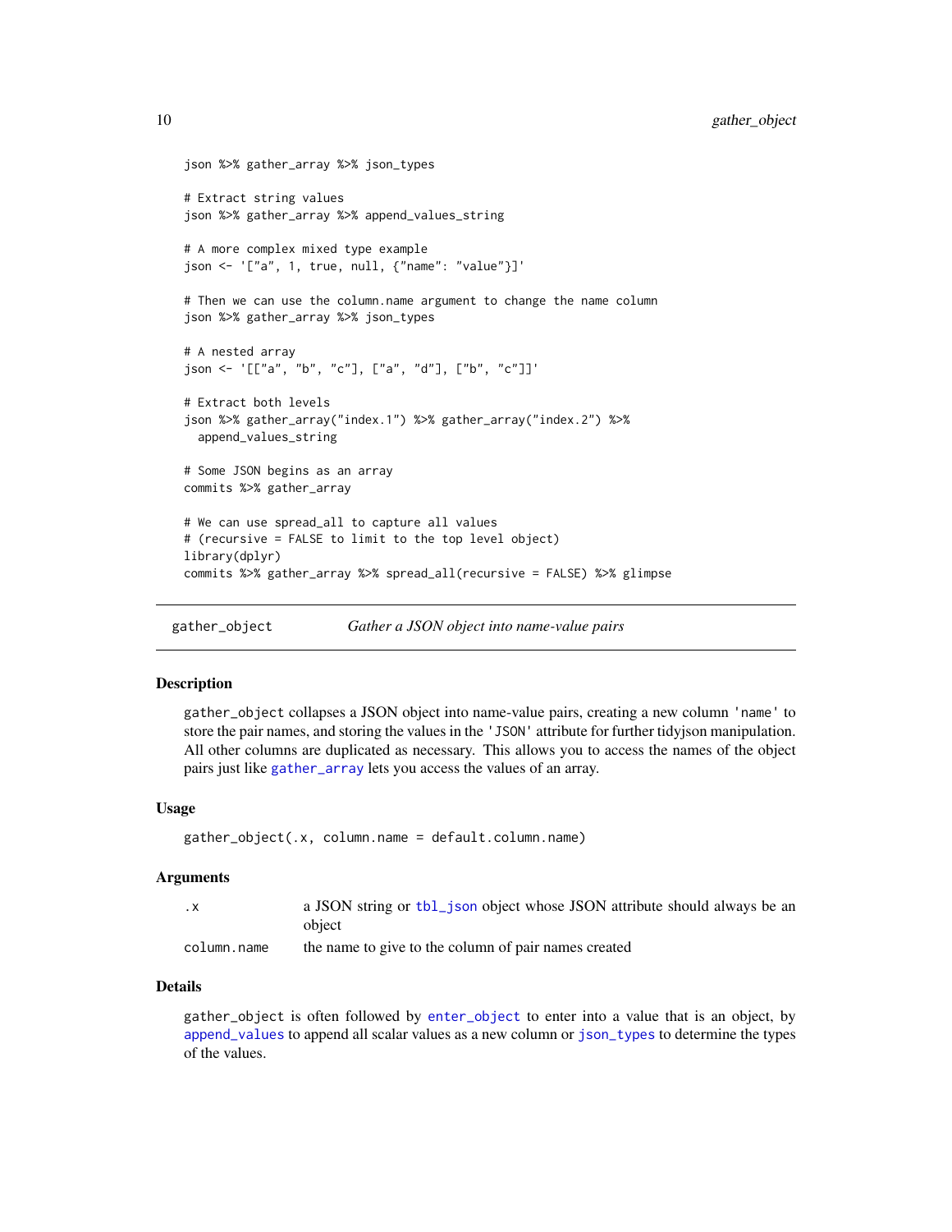```
json %>% gather_array %>% json_types

# Extract string values
json %>% gather_array %>% append_values_string

# A more complex mixed type example
json <- '["a", 1, true, null, {"name": "value"}]'

# Then we can use the column.name argument to change the name column
json %>% gather_array %>% json_types

# A nested array
json <- '[["a", "b", "c"], ["a", "d"], ["b", "c"]]'

# Extract both levels
json %>% gather_array("index.1") %>% gather_array("index.2") %>%
  append_values_string

# Some JSON begins as an array
commits %>% gather_array

# We can use spread_all to capture all values
# (recursive = FALSE to limit to the top level object)
library(dplyr)
commits %>% gather_array %>% spread_all(recursive = FALSE) %>% glimpse
```

## gather_object — *Gather a JSON object into name-value pairs*

### Description

gather_object collapses a JSON object into name-value pairs, creating a new column 'name' to store the pair names, and storing the values in the 'JSON' attribute for further tidyjson manipulation. All other columns are duplicated as necessary. This allows you to access the names of the object pairs just like gather_array lets you access the values of an array.

### Usage

```
gather_object(.x, column.name = default.column.name)
```

### Arguments

| | |
|---|---|
| .x | a JSON string or tbl_json object whose JSON attribute should always be an object |
| column.name | the name to give to the column of pair names created |

### Details

gather_object is often followed by enter_object to enter into a value that is an object, by append_values to append all scalar values as a new column or json_types to determine the types of the values.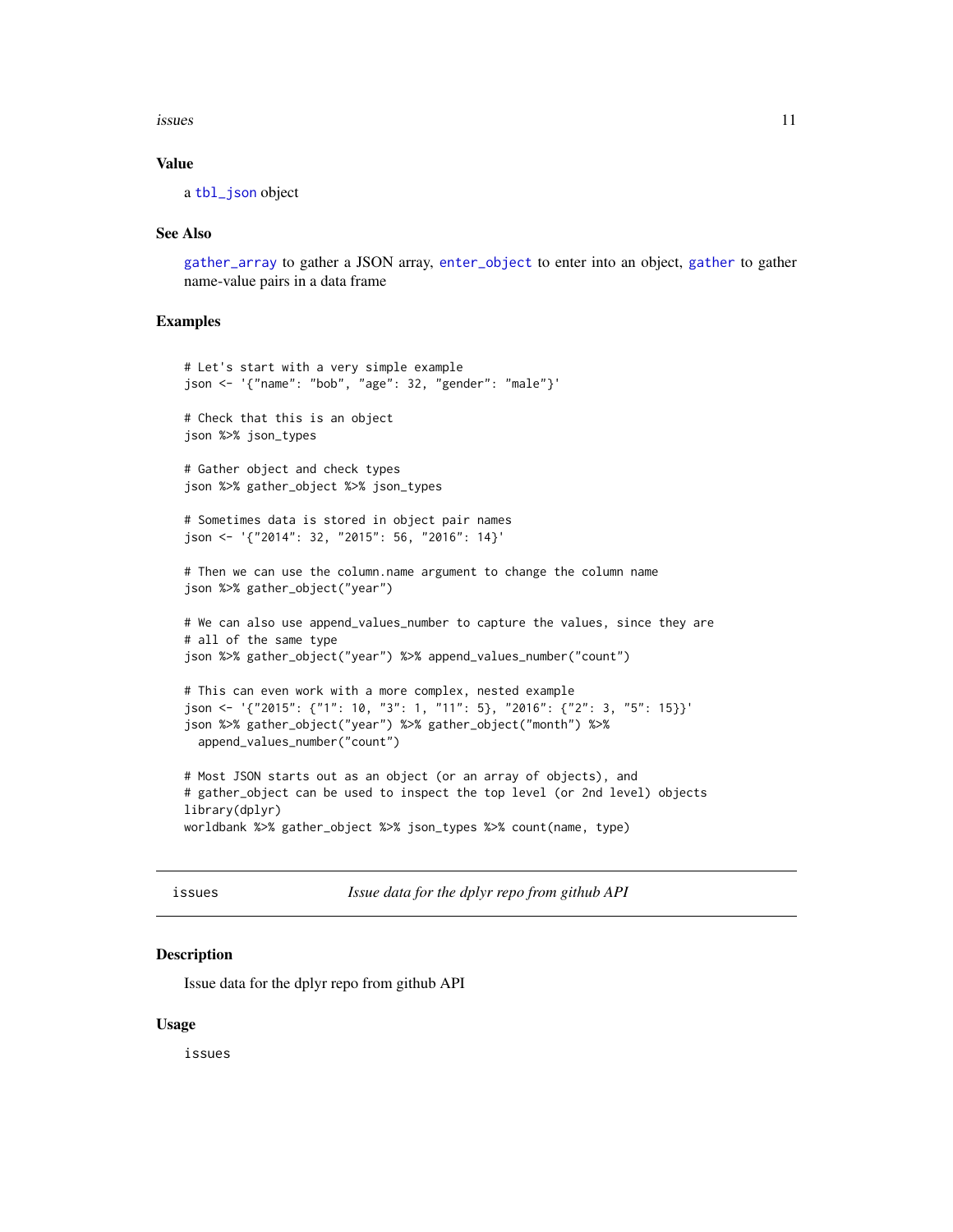## Value

a `tbl_json` object

## See Also

`gather_array` to gather a JSON array, `enter_object` to enter into an object, `gather` to gather name-value pairs in a data frame

## Examples

```
# Let's start with a very simple example
json <- '{"name": "bob", "age": 32, "gender": "male"}'

# Check that this is an object
json %>% json_types

# Gather object and check types
json %>% gather_object %>% json_types

# Sometimes data is stored in object pair names
json <- '{"2014": 32, "2015": 56, "2016": 14}'

# Then we can use the column.name argument to change the column name
json %>% gather_object("year")

# We can also use append_values_number to capture the values, since they are
# all of the same type
json %>% gather_object("year") %>% append_values_number("count")

# This can even work with a more complex, nested example
json <- '{"2015": {"1": 10, "3": 1, "11": 5}, "2016": {"2": 3, "5": 15}}'
json %>% gather_object("year") %>% gather_object("month") %>%
  append_values_number("count")

# Most JSON starts out as an object (or an array of objects), and
# gather_object can be used to inspect the top level (or 2nd level) objects
library(dplyr)
worldbank %>% gather_object %>% json_types %>% count(name, type)
```

---

# issues *Issue data for the dplyr repo from github API*

## Description

Issue data for the dplyr repo from github API

## Usage

```
issues
```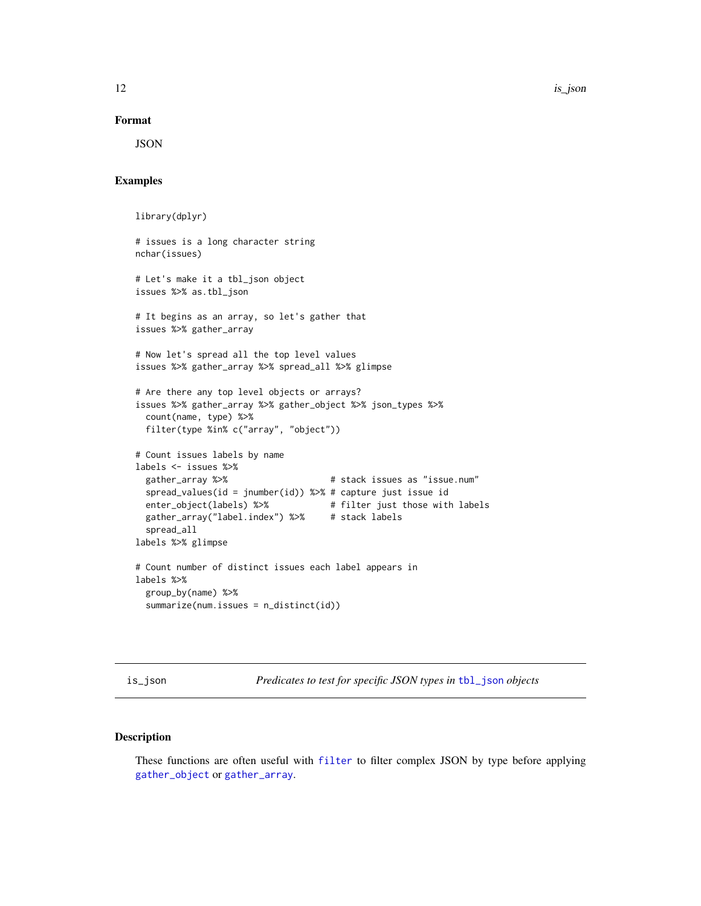### Format

JSON

### Examples

```
library(dplyr)

# issues is a long character string
nchar(issues)

# Let's make it a tbl_json object
issues %>% as.tbl_json

# It begins as an array, so let's gather that
issues %>% gather_array

# Now let's spread all the top level values
issues %>% gather_array %>% spread_all %>% glimpse

# Are there any top level objects or arrays?
issues %>% gather_array %>% gather_object %>% json_types %>%
  count(name, type) %>%
  filter(type %in% c("array", "object"))

# Count issues labels by name
labels <- issues %>%
  gather_array %>%                    # stack issues as "issue.num"
  spread_values(id = jnumber(id)) %>% # capture just issue id
  enter_object(labels) %>%            # filter just those with labels
  gather_array("label.index") %>%     # stack labels
  spread_all
labels %>% glimpse

# Count number of distinct issues each label appears in
labels %>%
  group_by(name) %>%
  summarize(num.issues = n_distinct(id))
```

---

## is_json — *Predicates to test for specific JSON types in tbl_json objects*

### Description

These functions are often useful with filter to filter complex JSON by type before applying gather_object or gather_array.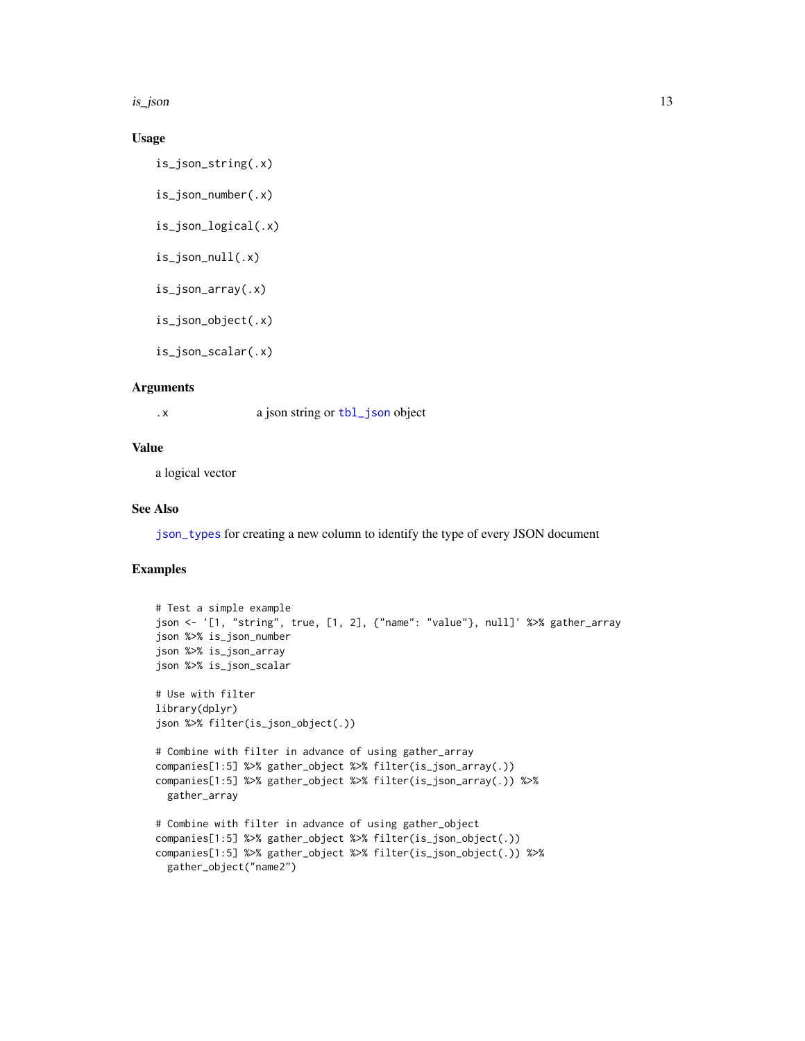## Usage

```
is_json_string(.x)

is_json_number(.x)

is_json_logical(.x)

is_json_null(.x)

is_json_array(.x)

is_json_object(.x)

is_json_scalar(.x)
```

## Arguments

| | |
|---|---|
| .x | a json string or tbl_json object |

## Value

a logical vector

## See Also

json_types for creating a new column to identify the type of every JSON document

## Examples

```
# Test a simple example
json <- '[1, "string", true, [1, 2], {"name": "value"}, null]' %>% gather_array
json %>% is_json_number
json %>% is_json_array
json %>% is_json_scalar

# Use with filter
library(dplyr)
json %>% filter(is_json_object(.))

# Combine with filter in advance of using gather_array
companies[1:5] %>% gather_object %>% filter(is_json_array(.))
companies[1:5] %>% gather_object %>% filter(is_json_array(.)) %>%
  gather_array

# Combine with filter in advance of using gather_object
companies[1:5] %>% gather_object %>% filter(is_json_object(.))
companies[1:5] %>% gather_object %>% filter(is_json_object(.)) %>%
  gather_object("name2")
```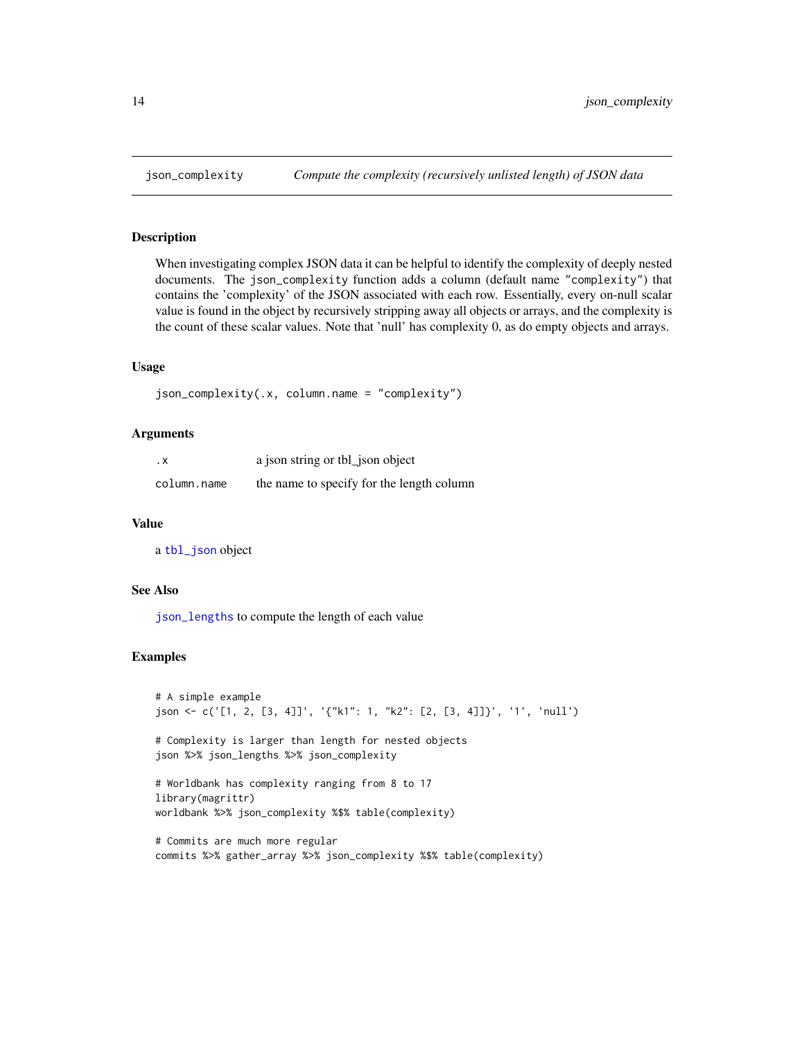# json_complexity — *Compute the complexity (recursively unlisted length) of JSON data*

## Description

When investigating complex JSON data it can be helpful to identify the complexity of deeply nested documents. The `json_complexity` function adds a column (default name `"complexity"`) that contains the 'complexity' of the JSON associated with each row. Essentially, every on-null scalar value is found in the object by recursively stripping away all objects or arrays, and the complexity is the count of these scalar values. Note that 'null' has complexity 0, as do empty objects and arrays.

## Usage

```
json_complexity(.x, column.name = "complexity")
```

## Arguments

| | |
|---|---|
| `.x` | a json string or tbl_json object |
| `column.name` | the name to specify for the length column |

## Value

a `tbl_json` object

## See Also

`json_lengths` to compute the length of each value

## Examples

```
# A simple example
json <- c('[1, 2, [3, 4]]', '{"k1": 1, "k2": [2, [3, 4]]}', '1', 'null')

# Complexity is larger than length for nested objects
json %>% json_lengths %>% json_complexity

# Worldbank has complexity ranging from 8 to 17
library(magrittr)
worldbank %>% json_complexity %$% table(complexity)

# Commits are much more regular
commits %>% gather_array %>% json_complexity %$% table(complexity)
```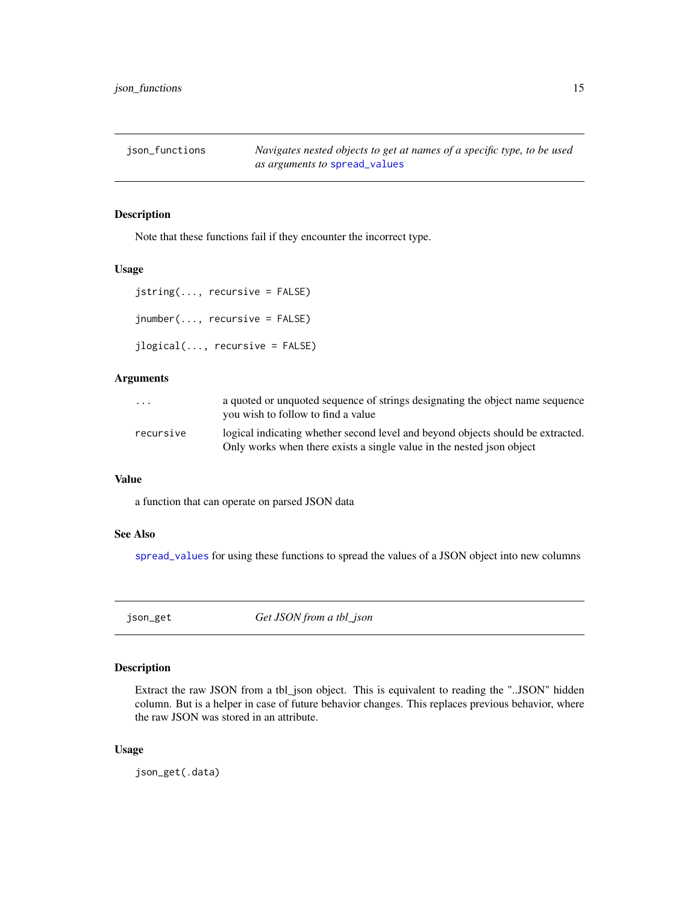## json_functions — *Navigates nested objects to get at names of a specific type, to be used as arguments to spread_values*

### Description

Note that these functions fail if they encounter the incorrect type.

### Usage

```
jstring(..., recursive = FALSE)

jnumber(..., recursive = FALSE)

jlogical(..., recursive = FALSE)
```

### Arguments

| | |
|---|---|
| ... | a quoted or unquoted sequence of strings designating the object name sequence you wish to follow to find a value |
| recursive | logical indicating whether second level and beyond objects should be extracted. Only works when there exists a single value in the nested json object |

### Value

a function that can operate on parsed JSON data

### See Also

spread_values for using these functions to spread the values of a JSON object into new columns

## json_get — *Get JSON from a tbl_json*

### Description

Extract the raw JSON from a tbl_json object. This is equivalent to reading the "..JSON" hidden column. But is a helper in case of future behavior changes. This replaces previous behavior, where the raw JSON was stored in an attribute.

### Usage

```
json_get(.data)
```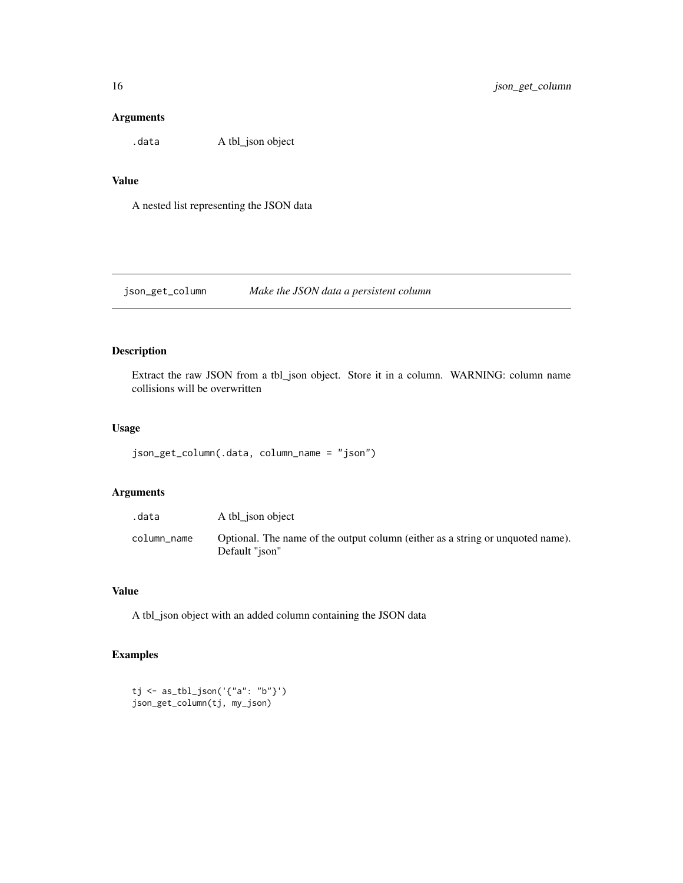### Arguments

| | |
|---|---|
| `.data` | A tbl_json object |

### Value

A nested list representing the JSON data

---

## json_get_column — *Make the JSON data a persistent column*

### Description

Extract the raw JSON from a tbl_json object. Store it in a column. WARNING: column name collisions will be overwritten

### Usage

```
json_get_column(.data, column_name = "json")
```

### Arguments

| | |
|---|---|
| `.data` | A tbl_json object |
| `column_name` | Optional. The name of the output column (either as a string or unquoted name). Default "json" |

### Value

A tbl_json object with an added column containing the JSON data

### Examples

```
tj <- as_tbl_json('{"a": "b"}')
json_get_column(tj, my_json)
```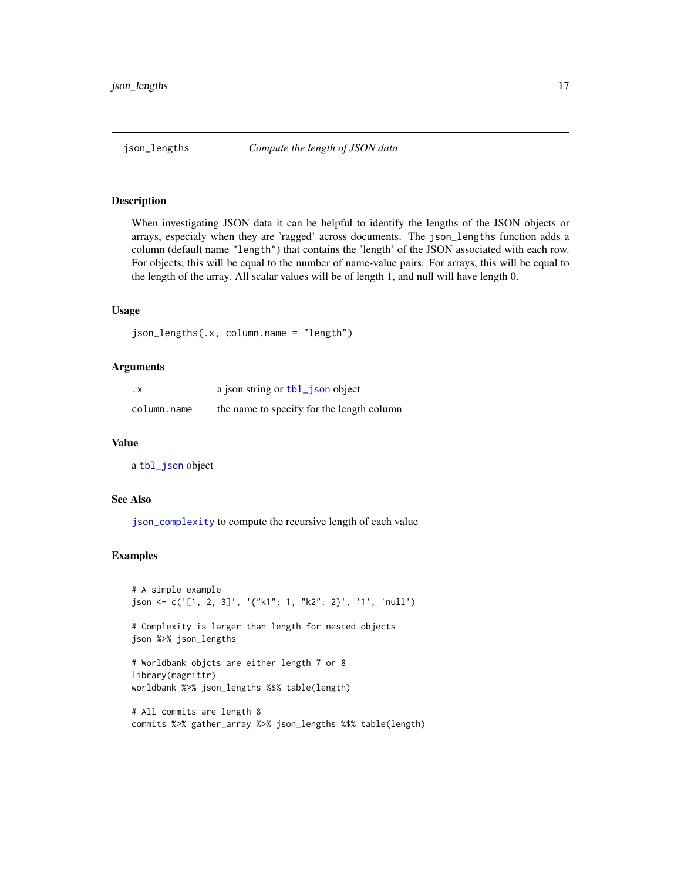# json_lengths — *Compute the length of JSON data*

## Description

When investigating JSON data it can be helpful to identify the lengths of the JSON objects or arrays, especialy when they are 'ragged' across documents. The `json_lengths` function adds a column (default name `"length"`) that contains the 'length' of the JSON associated with each row. For objects, this will be equal to the number of name-value pairs. For arrays, this will be equal to the length of the array. All scalar values will be of length 1, and null will have length 0.

## Usage

```
json_lengths(.x, column.name = "length")
```

## Arguments

| | |
|---|---|
| `.x` | a json string or `tbl_json` object |
| `column.name` | the name to specify for the length column |

## Value

a `tbl_json` object

## See Also

`json_complexity` to compute the recursive length of each value

## Examples

```
# A simple example
json <- c('[1, 2, 3]', '{"k1": 1, "k2": 2}', '1', 'null')

# Complexity is larger than length for nested objects
json %>% json_lengths

# Worldbank objcts are either length 7 or 8
library(magrittr)
worldbank %>% json_lengths %$% table(length)

# All commits are length 8
commits %>% gather_array %>% json_lengths %$% table(length)
```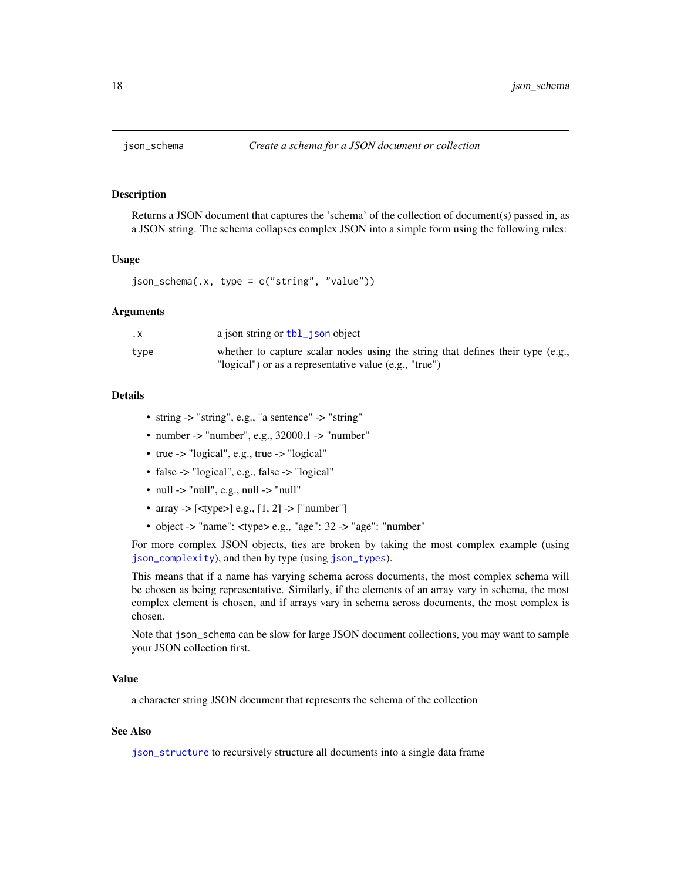# json_schema — *Create a schema for a JSON document or collection*

## Description

Returns a JSON document that captures the 'schema' of the collection of document(s) passed in, as a JSON string. The schema collapses complex JSON into a simple form using the following rules:

## Usage

```
json_schema(.x, type = c("string", "value"))
```

## Arguments

| | |
|---|---|
| `.x` | a json string or `tbl_json` object |
| `type` | whether to capture scalar nodes using the string that defines their type (e.g., "logical") or as a representative value (e.g., "true") |

## Details

- string -> "string", e.g., "a sentence" -> "string"
- number -> "number", e.g., 32000.1 -> "number"
- true -> "logical", e.g., true -> "logical"
- false -> "logical", e.g., false -> "logical"
- null -> "null", e.g., null -> "null"
- array -> [<type>] e.g., [1, 2] -> ["number"]
- object -> "name": <type> e.g., "age": 32 -> "age": "number"

For more complex JSON objects, ties are broken by taking the most complex example (using `json_complexity`), and then by type (using `json_types`).

This means that if a name has varying schema across documents, the most complex schema will be chosen as being representative. Similarly, if the elements of an array vary in schema, the most complex element is chosen, and if arrays vary in schema across documents, the most complex is chosen.

Note that `json_schema` can be slow for large JSON document collections, you may want to sample your JSON collection first.

## Value

a character string JSON document that represents the schema of the collection

## See Also

`json_structure` to recursively structure all documents into a single data frame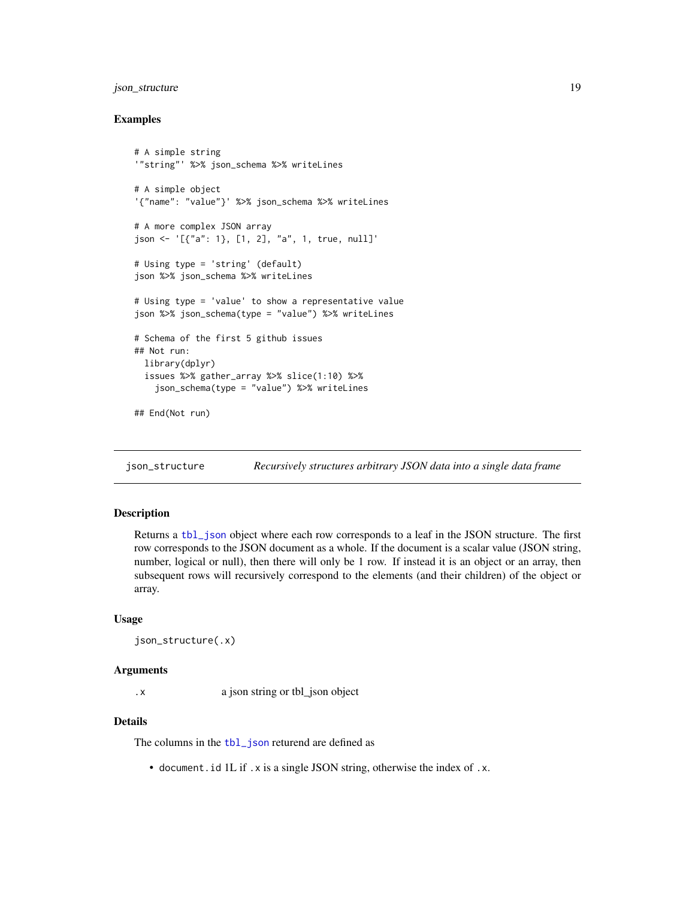### Examples

```
# A simple string
'"string"' %>% json_schema %>% writeLines

# A simple object
'{"name": "value"}' %>% json_schema %>% writeLines

# A more complex JSON array
json <- '[{"a": 1}, [1, 2], "a", 1, true, null]'

# Using type = 'string' (default)
json %>% json_schema %>% writeLines

# Using type = 'value' to show a representative value
json %>% json_schema(type = "value") %>% writeLines

# Schema of the first 5 github issues
## Not run:
  library(dplyr)
  issues %>% gather_array %>% slice(1:10) %>%
    json_schema(type = "value") %>% writeLines

## End(Not run)
```

---

## json_structure — *Recursively structures arbitrary JSON data into a single data frame*

### Description

Returns a tbl_json object where each row corresponds to a leaf in the JSON structure. The first row corresponds to the JSON document as a whole. If the document is a scalar value (JSON string, number, logical or null), then there will only be 1 row. If instead it is an object or an array, then subsequent rows will recursively correspond to the elements (and their children) of the object or array.

### Usage

```
json_structure(.x)
```

### Arguments

| | |
|---|---|
| `.x` | a json string or tbl_json object |

### Details

The columns in the tbl_json returend are defined as

- `document.id` 1L if `.x` is a single JSON string, otherwise the index of `.x`.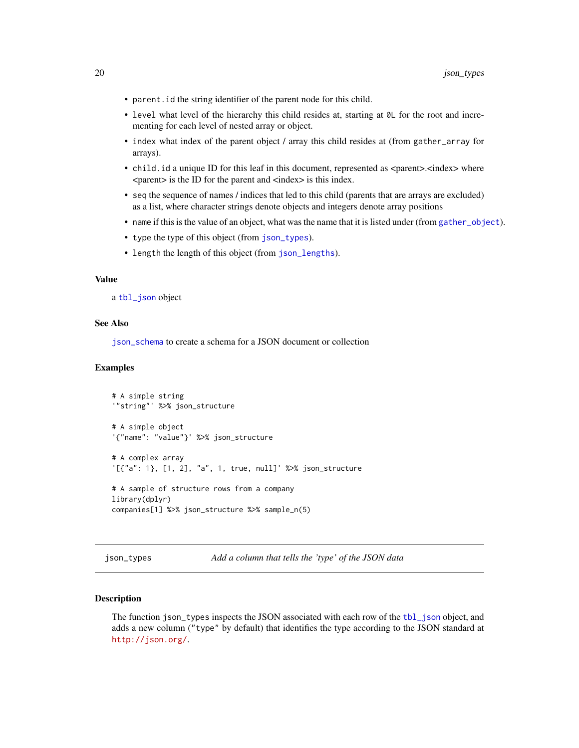- `parent.id` the string identifier of the parent node for this child.
- `level` what level of the hierarchy this child resides at, starting at `0L` for the root and incrementing for each level of nested array or object.
- `index` what index of the parent object / array this child resides at (from `gather_array` for arrays).
- `child.id` a unique ID for this leaf in this document, represented as <parent>.<index> where <parent> is the ID for the parent and <index> is this index.
- `seq` the sequence of names / indices that led to this child (parents that are arrays are excluded) as a list, where character strings denote objects and integers denote array positions
- `name` if this is the value of an object, what was the name that it is listed under (from `gather_object`).
- `type` the type of this object (from `json_types`).
- `length` the length of this object (from `json_lengths`).

### Value

a `tbl_json` object

### See Also

`json_schema` to create a schema for a JSON document or collection

### Examples

```
# A simple string
'"string"' %>% json_structure

# A simple object
'{"name": "value"}' %>% json_structure

# A complex array
'[{"a": 1}, [1, 2], "a", 1, true, null]' %>% json_structure

# A sample of structure rows from a company
library(dplyr)
companies[1] %>% json_structure %>% sample_n(5)
```

---

## json_types — *Add a column that tells the 'type' of the JSON data*

---

### Description

The function `json_types` inspects the JSON associated with each row of the `tbl_json` object, and adds a new column (`"type"` by default) that identifies the type according to the JSON standard at `http://json.org/`.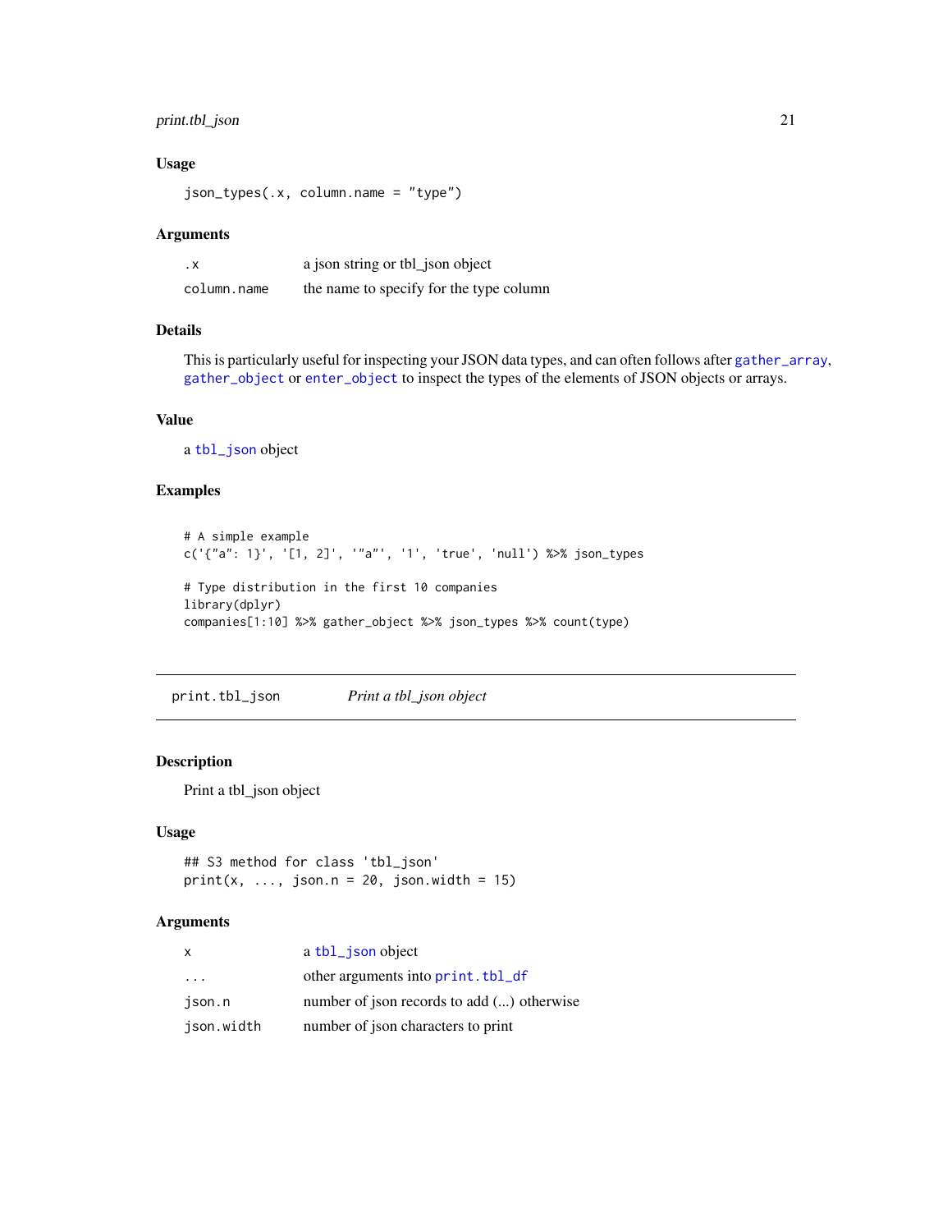### Usage

```
json_types(.x, column.name = "type")
```

### Arguments

| | |
|---|---|
| .x | a json string or tbl_json object |
| column.name | the name to specify for the type column |

### Details

This is particularly useful for inspecting your JSON data types, and can often follows after gather_array, gather_object or enter_object to inspect the types of the elements of JSON objects or arrays.

### Value

a tbl_json object

### Examples

```
# A simple example
c('{"a": 1}', '[1, 2]', '"a"', '1', 'true', 'null') %>% json_types

# Type distribution in the first 10 companies
library(dplyr)
companies[1:10] %>% gather_object %>% json_types %>% count(type)
```

---

## print.tbl_json &nbsp;&nbsp;&nbsp; *Print a tbl_json object*

---

### Description

Print a tbl_json object

### Usage

```
## S3 method for class 'tbl_json'
print(x, ..., json.n = 20, json.width = 15)
```

### Arguments

| | |
|---|---|
| x | a tbl_json object |
| ... | other arguments into print.tbl_df |
| json.n | number of json records to add (...) otherwise |
| json.width | number of json characters to print |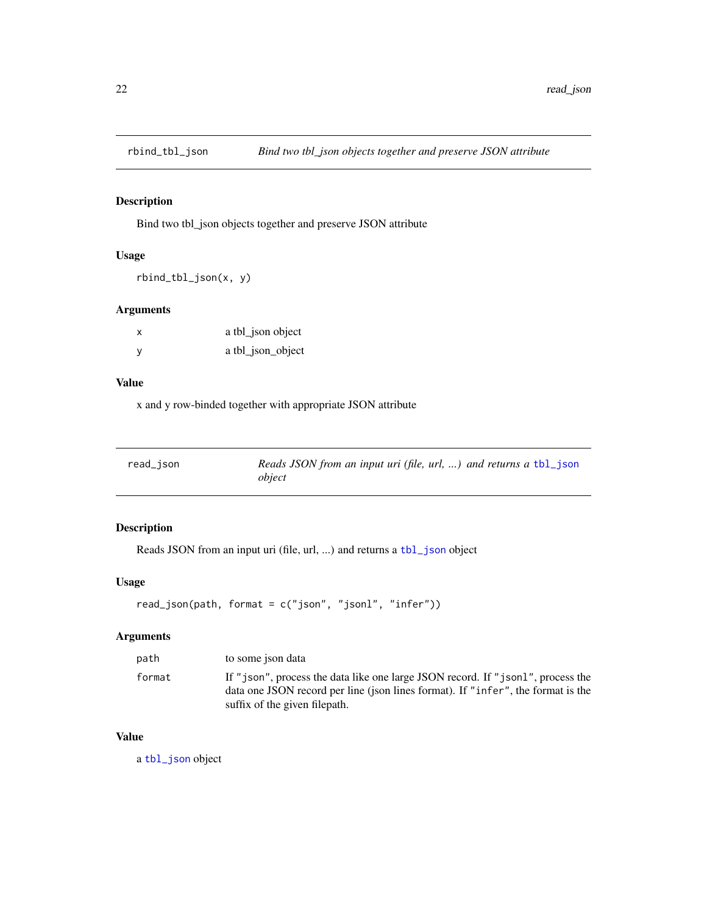## rbind_tbl_json — *Bind two tbl_json objects together and preserve JSON attribute*

### Description

Bind two tbl_json objects together and preserve JSON attribute

### Usage

```
rbind_tbl_json(x, y)
```

### Arguments

| | |
|---|---|
| x | a tbl_json object |
| y | a tbl_json_object |

### Value

x and y row-binded together with appropriate JSON attribute

## read_json — *Reads JSON from an input uri (file, url, ...) and returns a `tbl_json` object*

### Description

Reads JSON from an input uri (file, url, ...) and returns a `tbl_json` object

### Usage

```
read_json(path, format = c("json", "jsonl", "infer"))
```

### Arguments

| | |
|---|---|
| path | to some json data |
| format | If `"json"`, process the data like one large JSON record. If `"jsonl"`, process the data one JSON record per line (json lines format). If `"infer"`, the format is the suffix of the given filepath. |

### Value

a `tbl_json` object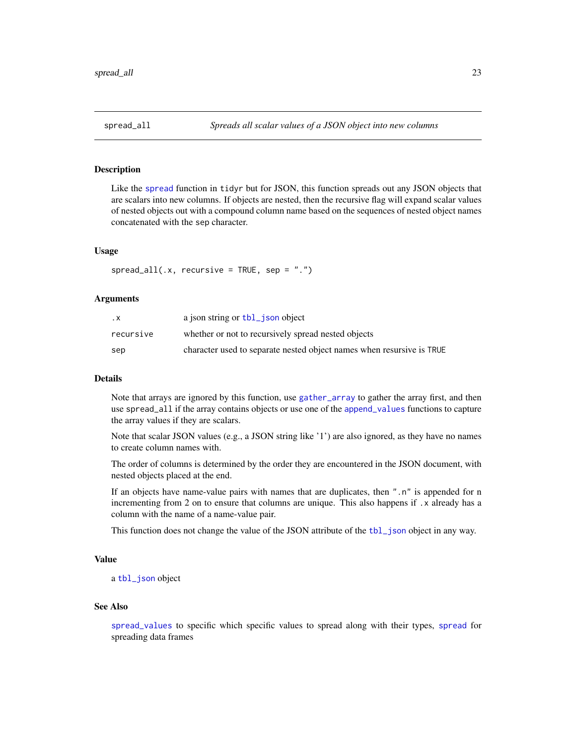spread_all    *Spreads all scalar values of a JSON object into new columns*

## Description

Like the spread function in tidyr but for JSON, this function spreads out any JSON objects that are scalars into new columns. If objects are nested, then the recursive flag will expand scalar values of nested objects out with a compound column name based on the sequences of nested object names concatenated with the sep character.

## Usage

```
spread_all(.x, recursive = TRUE, sep = ".")
```

## Arguments

| | |
|---|---|
| .x | a json string or tbl_json object |
| recursive | whether or not to recursively spread nested objects |
| sep | character used to separate nested object names when resursive is TRUE |

## Details

Note that arrays are ignored by this function, use gather_array to gather the array first, and then use spread_all if the array contains objects or use one of the append_values functions to capture the array values if they are scalars.

Note that scalar JSON values (e.g., a JSON string like '1') are also ignored, as they have no names to create column names with.

The order of columns is determined by the order they are encountered in the JSON document, with nested objects placed at the end.

If an objects have name-value pairs with names that are duplicates, then ".n" is appended for n incrementing from 2 on to ensure that columns are unique. This also happens if .x already has a column with the name of a name-value pair.

This function does not change the value of the JSON attribute of the tbl_json object in any way.

## Value

a tbl_json object

## See Also

spread_values to specific which specific values to spread along with their types, spread for spreading data frames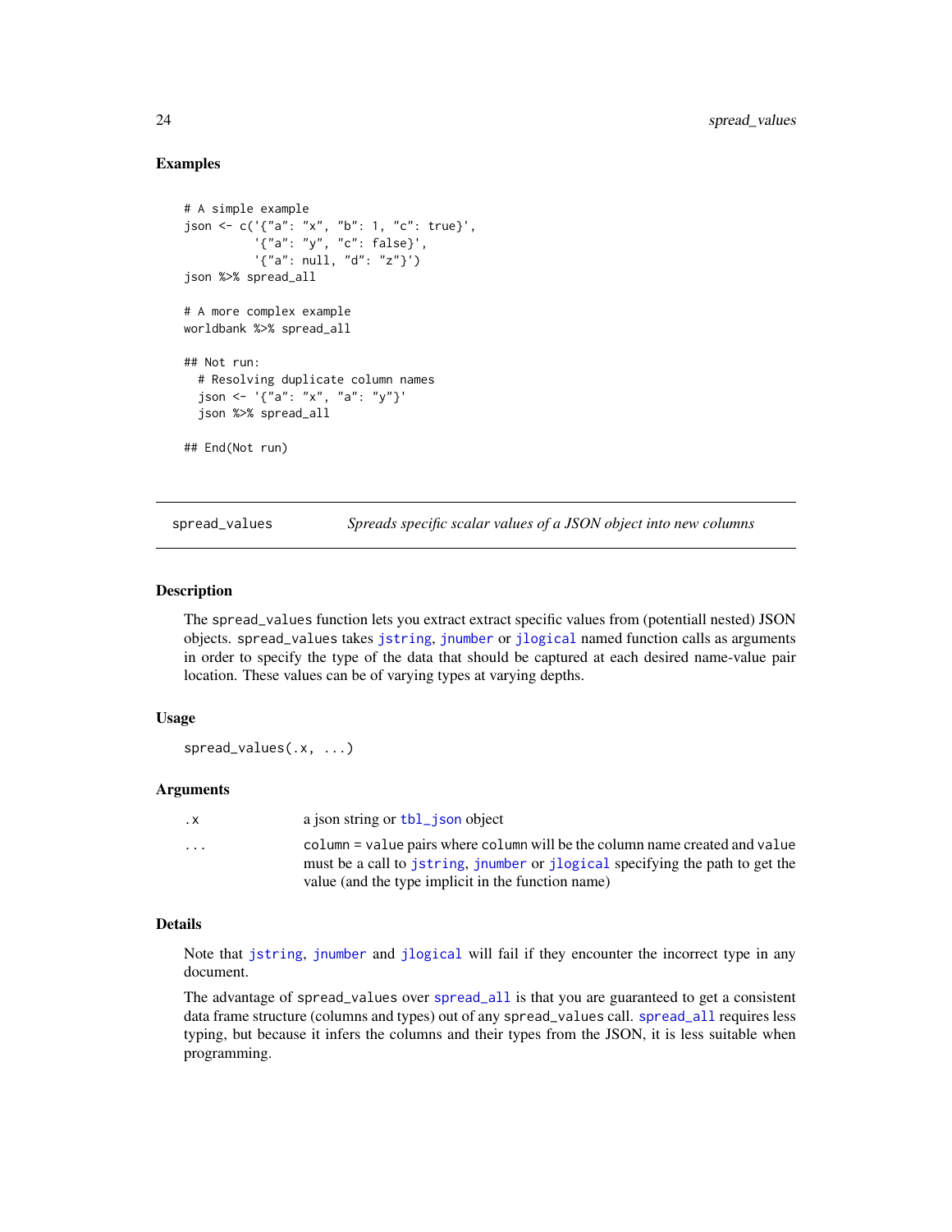## Examples

```
# A simple example
json <- c('{"a": "x", "b": 1, "c": true}',
          '{"a": "y", "c": false}',
          '{"a": null, "d": "z"}')
json %>% spread_all

# A more complex example
worldbank %>% spread_all

## Not run:
  # Resolving duplicate column names
  json <- '{"a": "x", "a": "y"}'
  json %>% spread_all

## End(Not run)
```

---

# spread_values — *Spreads specific scalar values of a JSON object into new columns*

## Description

The `spread_values` function lets you extract extract specific values from (potentiall nested) JSON objects. `spread_values` takes `jstring`, `jnumber` or `jlogical` named function calls as arguments in order to specify the type of the data that should be captured at each desired name-value pair location. These values can be of varying types at varying depths.

## Usage

```
spread_values(.x, ...)
```

## Arguments

| | |
|---|---|
| `.x` | a json string or `tbl_json` object |
| `...` | `column = value` pairs where `column` will be the column name created and `value` must be a call to `jstring`, `jnumber` or `jlogical` specifying the path to get the value (and the type implicit in the function name) |

## Details

Note that `jstring`, `jnumber` and `jlogical` will fail if they encounter the incorrect type in any document.

The advantage of `spread_values` over `spread_all` is that you are guaranteed to get a consistent data frame structure (columns and types) out of any `spread_values` call. `spread_all` requires less typing, but because it infers the columns and their types from the JSON, it is less suitable when programming.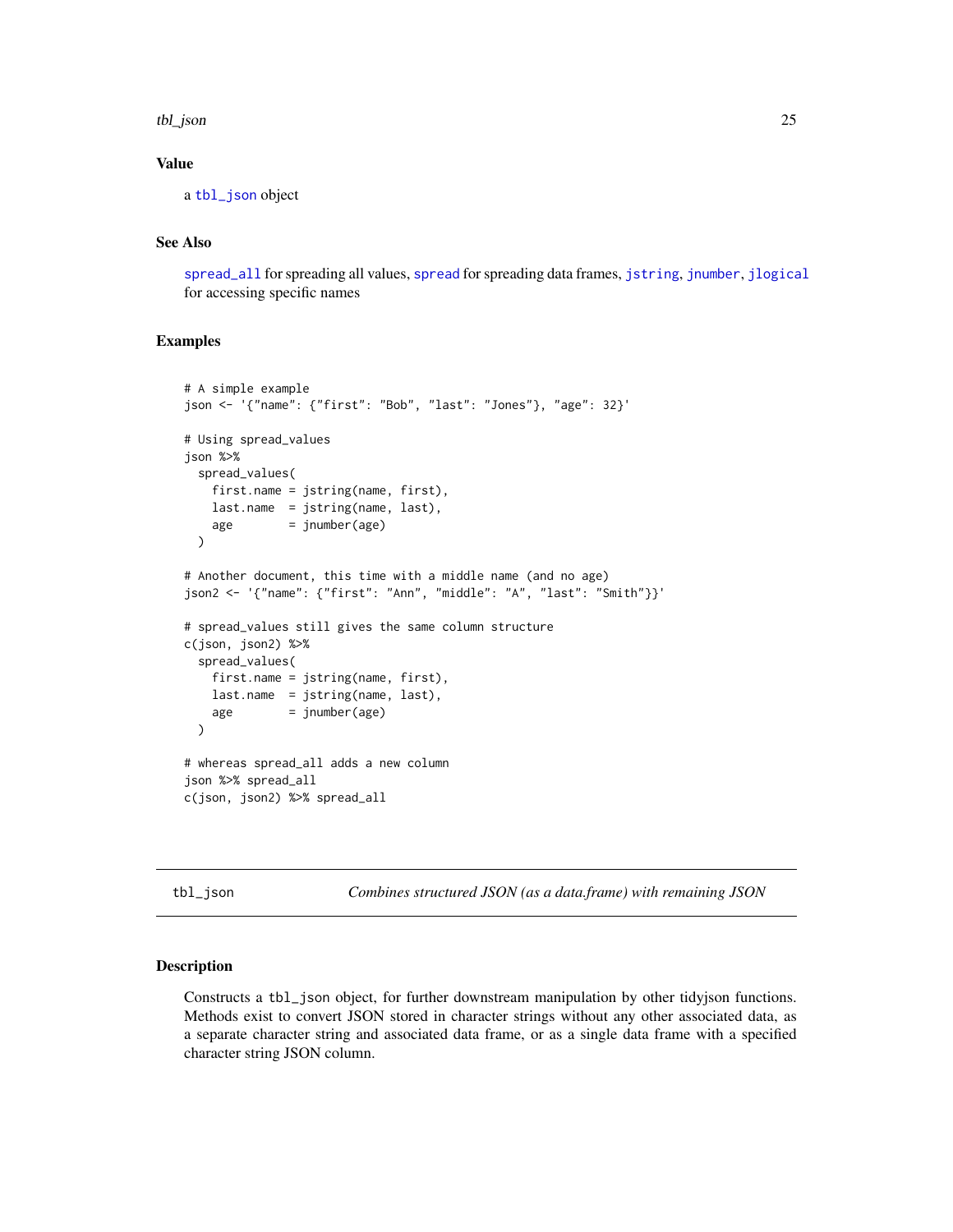### Value

a `tbl_json` object

### See Also

`spread_all` for spreading all values, `spread` for spreading data frames, `jstring`, `jnumber`, `jlogical` for accessing specific names

### Examples

```
# A simple example
json <- '{"name": {"first": "Bob", "last": "Jones"}, "age": 32}'

# Using spread_values
json %>%
  spread_values(
    first.name = jstring(name, first),
    last.name  = jstring(name, last),
    age        = jnumber(age)
  )

# Another document, this time with a middle name (and no age)
json2 <- '{"name": {"first": "Ann", "middle": "A", "last": "Smith"}}'

# spread_values still gives the same column structure
c(json, json2) %>%
  spread_values(
    first.name = jstring(name, first),
    last.name  = jstring(name, last),
    age        = jnumber(age)
  )

# whereas spread_all adds a new column
json %>% spread_all
c(json, json2) %>% spread_all
```

---

## tbl_json — *Combines structured JSON (as a data.frame) with remaining JSON*

### Description

Constructs a `tbl_json` object, for further downstream manipulation by other tidyjson functions. Methods exist to convert JSON stored in character strings without any other associated data, as a separate character string and associated data frame, or as a single data frame with a specified character string JSON column.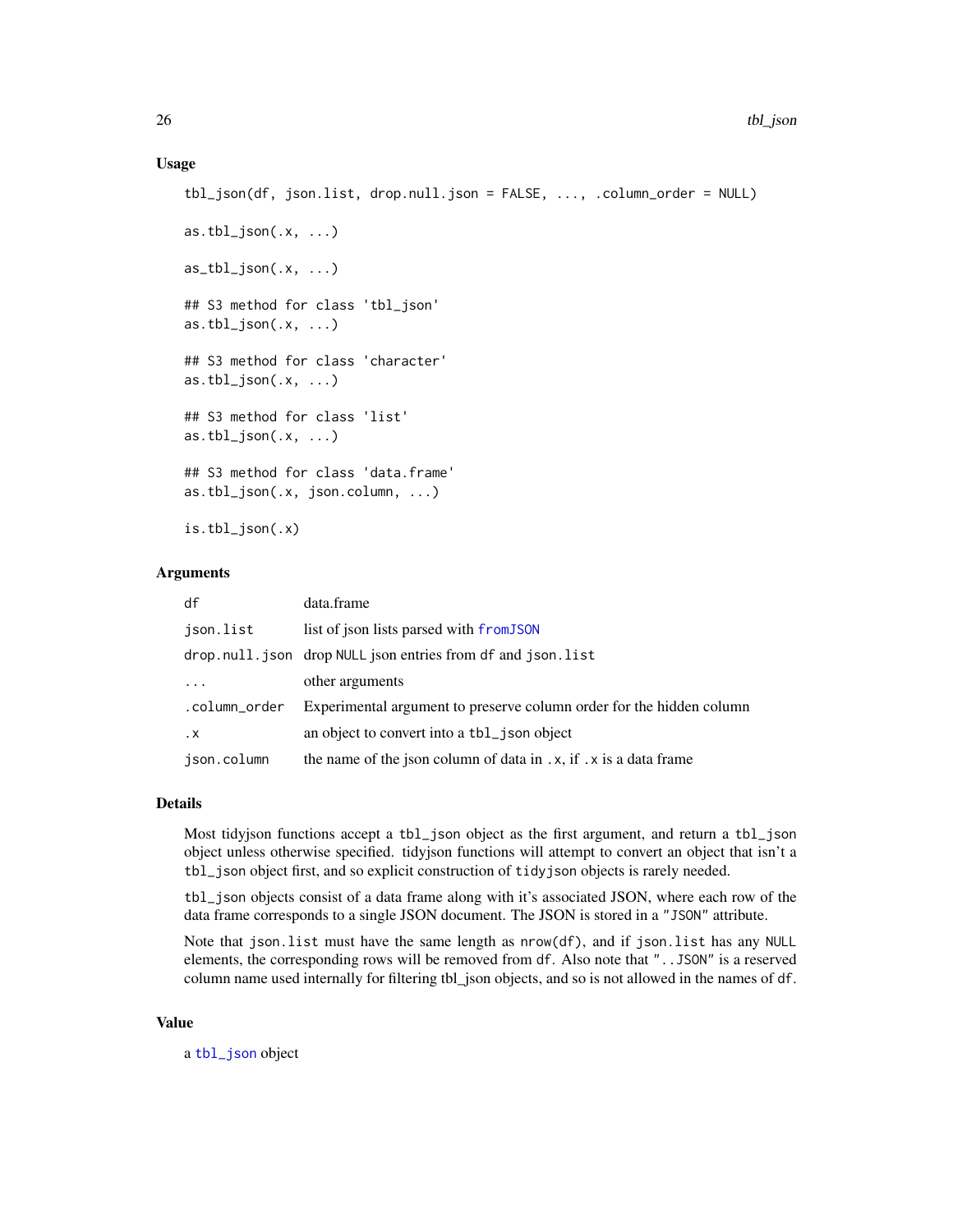### Usage

```
tbl_json(df, json.list, drop.null.json = FALSE, ..., .column_order = NULL)

as.tbl_json(.x, ...)

as_tbl_json(.x, ...)

## S3 method for class 'tbl_json'
as.tbl_json(.x, ...)

## S3 method for class 'character'
as.tbl_json(.x, ...)

## S3 method for class 'list'
as.tbl_json(.x, ...)

## S3 method for class 'data.frame'
as.tbl_json(.x, json.column, ...)

is.tbl_json(.x)
```

### Arguments

| | |
|---|---|
| `df` | data.frame |
| `json.list` | list of json lists parsed with `fromJSON` |
| `drop.null.json` | drop `NULL` json entries from `df` and `json.list` |
| `...` | other arguments |
| `.column_order` | Experimental argument to preserve column order for the hidden column |
| `.x` | an object to convert into a `tbl_json` object |
| `json.column` | the name of the json column of data in `.x`, if `.x` is a data frame |

### Details

Most tidyjson functions accept a `tbl_json` object as the first argument, and return a `tbl_json` object unless otherwise specified. tidyjson functions will attempt to convert an object that isn't a `tbl_json` object first, and so explicit construction of `tidyjson` objects is rarely needed.

`tbl_json` objects consist of a data frame along with it's associated JSON, where each row of the data frame corresponds to a single JSON document. The JSON is stored in a `"JSON"` attribute.

Note that `json.list` must have the same length as `nrow(df)`, and if `json.list` has any `NULL` elements, the corresponding rows will be removed from `df`. Also note that `"..JSON"` is a reserved column name used internally for filtering tbl_json objects, and so is not allowed in the names of `df`.

### Value

a `tbl_json` object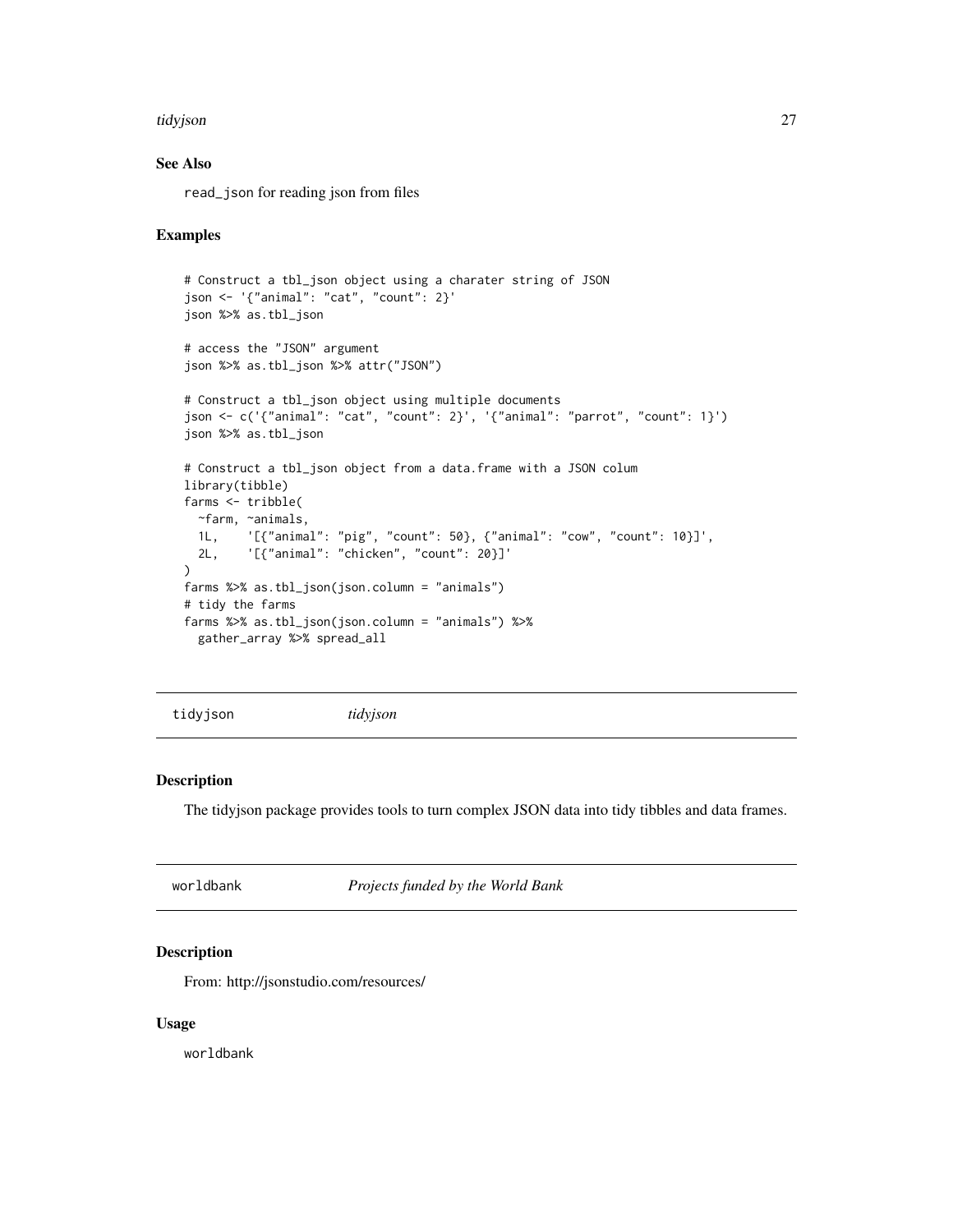### See Also

read_json for reading json from files

### Examples

```
# Construct a tbl_json object using a charater string of JSON
json <- '{"animal": "cat", "count": 2}'
json %>% as.tbl_json

# access the "JSON" argument
json %>% as.tbl_json %>% attr("JSON")

# Construct a tbl_json object using multiple documents
json <- c('{"animal": "cat", "count": 2}', '{"animal": "parrot", "count": 1}')
json %>% as.tbl_json

# Construct a tbl_json object from a data.frame with a JSON colum
library(tibble)
farms <- tribble(
  ~farm, ~animals,
  1L,    '[{"animal": "pig", "count": 50}, {"animal": "cow", "count": 10}]',
  2L,    '[{"animal": "chicken", "count": 20}]'
)
farms %>% as.tbl_json(json.column = "animals")
# tidy the farms
farms %>% as.tbl_json(json.column = "animals") %>%
  gather_array %>% spread_all
```

---

## tidyjson *tidyjson*

### Description

The tidyjson package provides tools to turn complex JSON data into tidy tibbles and data frames.

---

## worldbank *Projects funded by the World Bank*

### Description

From: http://jsonstudio.com/resources/

### Usage

worldbank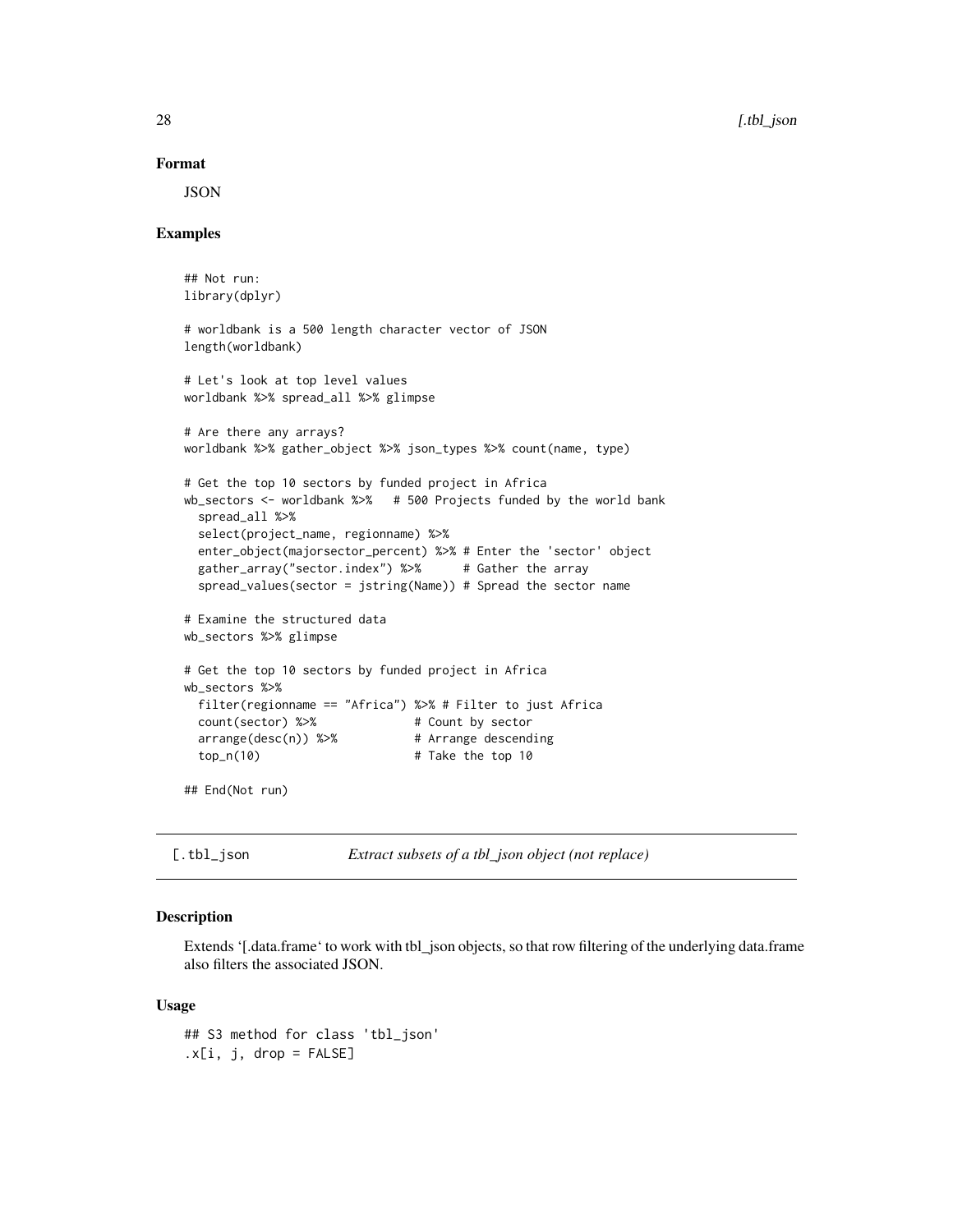## Format

JSON

## Examples

```
## Not run:
library(dplyr)

# worldbank is a 500 length character vector of JSON
length(worldbank)

# Let's look at top level values
worldbank %>% spread_all %>% glimpse

# Are there any arrays?
worldbank %>% gather_object %>% json_types %>% count(name, type)

# Get the top 10 sectors by funded project in Africa
wb_sectors <- worldbank %>%   # 500 Projects funded by the world bank
  spread_all %>%
  select(project_name, regionname) %>%
  enter_object(majorsector_percent) %>% # Enter the 'sector' object
  gather_array("sector.index") %>%      # Gather the array
  spread_values(sector = jstring(Name)) # Spread the sector name

# Examine the structured data
wb_sectors %>% glimpse

# Get the top 10 sectors by funded project in Africa
wb_sectors %>%
  filter(regionname == "Africa") %>% # Filter to just Africa
  count(sector) %>%              # Count by sector
  arrange(desc(n)) %>%           # Arrange descending
  top_n(10)                      # Take the top 10

## End(Not run)
```

---

[.tbl_json — *Extract subsets of a tbl_json object (not replace)*

---

## Description

Extends '[.data.frame' to work with tbl_json objects, so that row filtering of the underlying data.frame also filters the associated JSON.

## Usage

```
## S3 method for class 'tbl_json'
.x[i, j, drop = FALSE]
```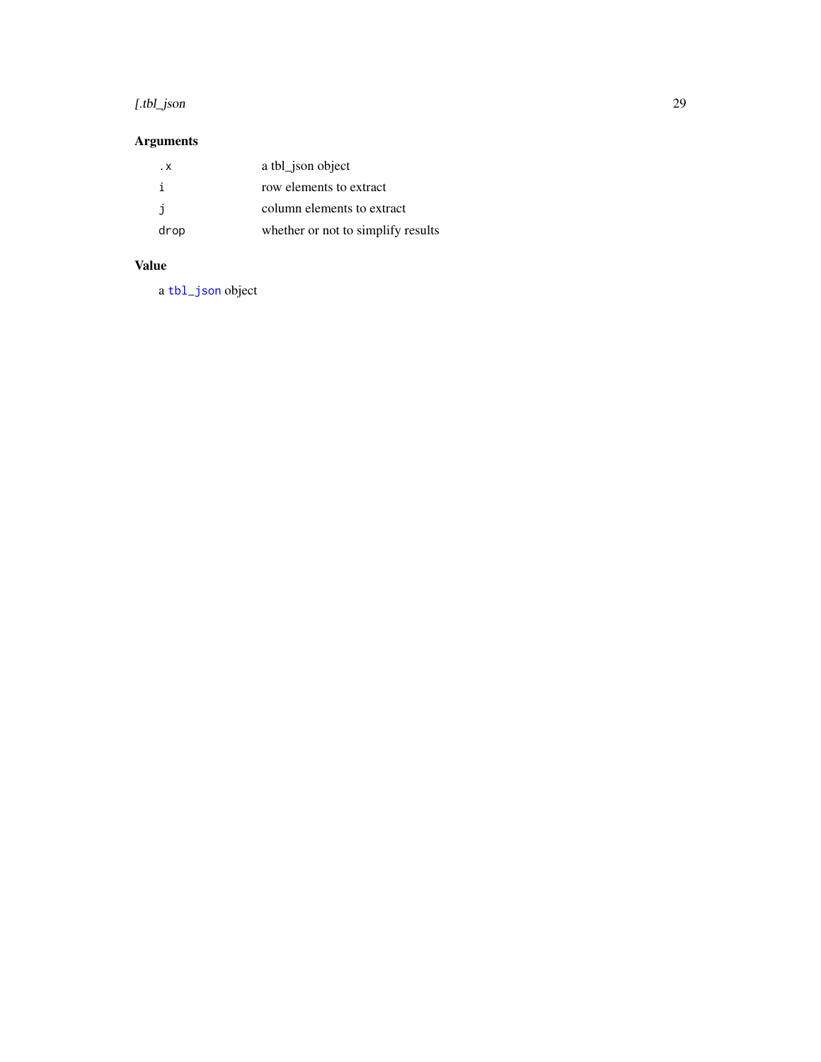## Arguments

| | |
|---|---|
| `.x` | a tbl_json object |
| `i` | row elements to extract |
| `j` | column elements to extract |
| `drop` | whether or not to simplify results |

## Value

a `tbl_json` object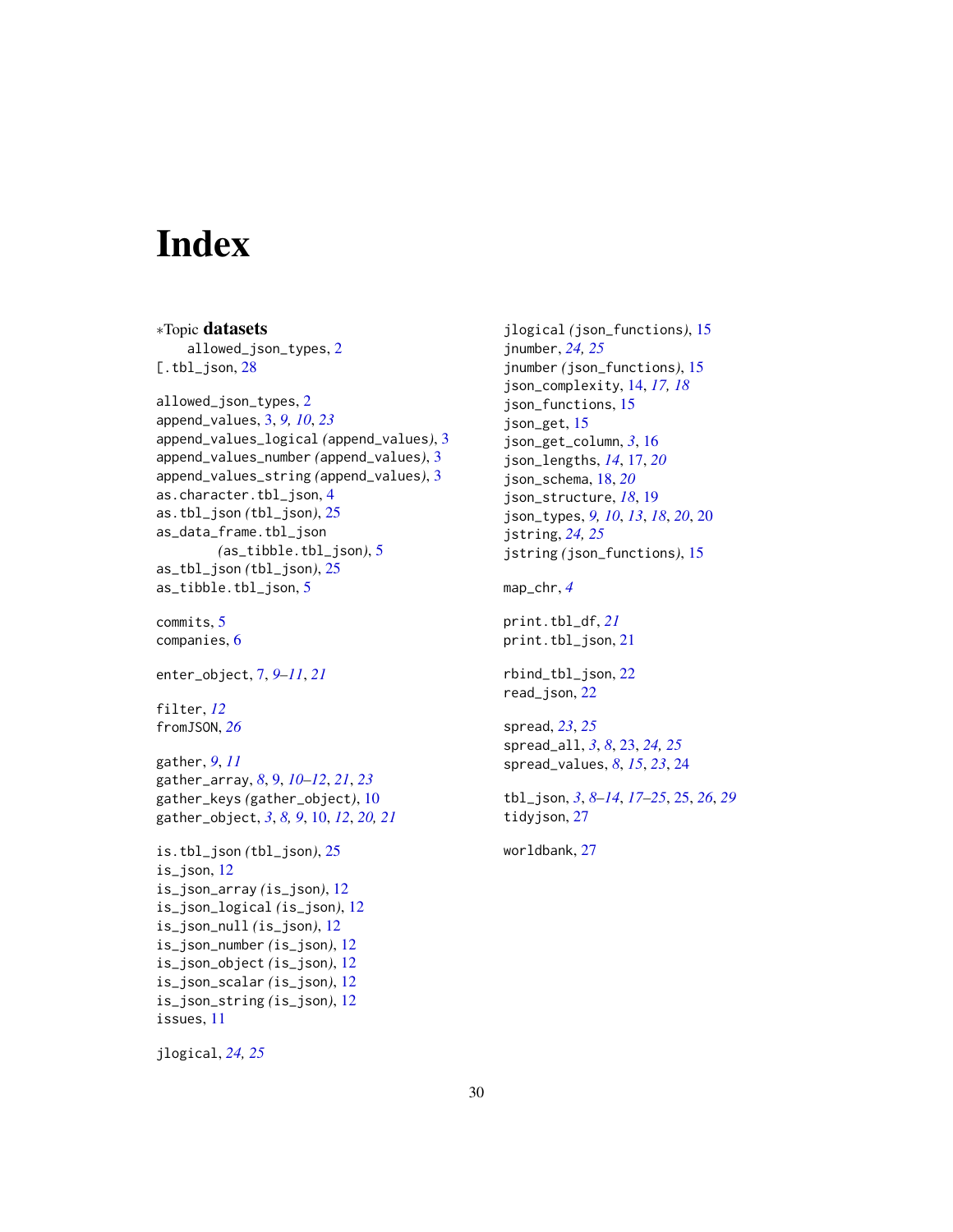# Index

∗Topic **datasets**
    allowed_json_types, 2
[.tbl_json, 28

allowed_json_types, 2
append_values, 3, *9, 10*, *23*
append_values_logical (append_values), 3
append_values_number (append_values), 3
append_values_string (append_values), 3
as.character.tbl_json, 4
as.tbl_json (tbl_json), 25
as_data_frame.tbl_json
        (as_tibble.tbl_json), 5
as_tbl_json (tbl_json), 25
as_tibble.tbl_json, 5

commits, 5
companies, 6

enter_object, 7, *9–11*, *21*

filter, *12*
fromJSON, *26*

gather, *9*, *11*
gather_array, *8*, 9, *10–12*, *21*, *23*
gather_keys (gather_object), 10
gather_object, *3*, *8, 9*, 10, *12*, *20, 21*

is.tbl_json (tbl_json), 25
is_json, 12
is_json_array (is_json), 12
is_json_logical (is_json), 12
is_json_null (is_json), 12
is_json_number (is_json), 12
is_json_object (is_json), 12
is_json_scalar (is_json), 12
is_json_string (is_json), 12
issues, 11

jlogical, *24, 25*
jlogical (json_functions), 15
jnumber, *24, 25*
jnumber (json_functions), 15
json_complexity, 14, *17, 18*
json_functions, 15
json_get, 15
json_get_column, *3*, 16
json_lengths, *14*, 17, *20*
json_schema, 18, *20*
json_structure, *18*, 19
json_types, *9, 10*, *13*, *18*, *20*, 20
jstring, *24, 25*
jstring (json_functions), 15

map_chr, *4*

print.tbl_df, *21*
print.tbl_json, 21

rbind_tbl_json, 22
read_json, 22

spread, *23*, *25*
spread_all, *3*, *8*, 23, *24, 25*
spread_values, *8*, *15*, *23*, 24

tbl_json, *3*, *8–14*, *17–25*, 25, *26*, *29*
tidyjson, 27

worldbank, 27